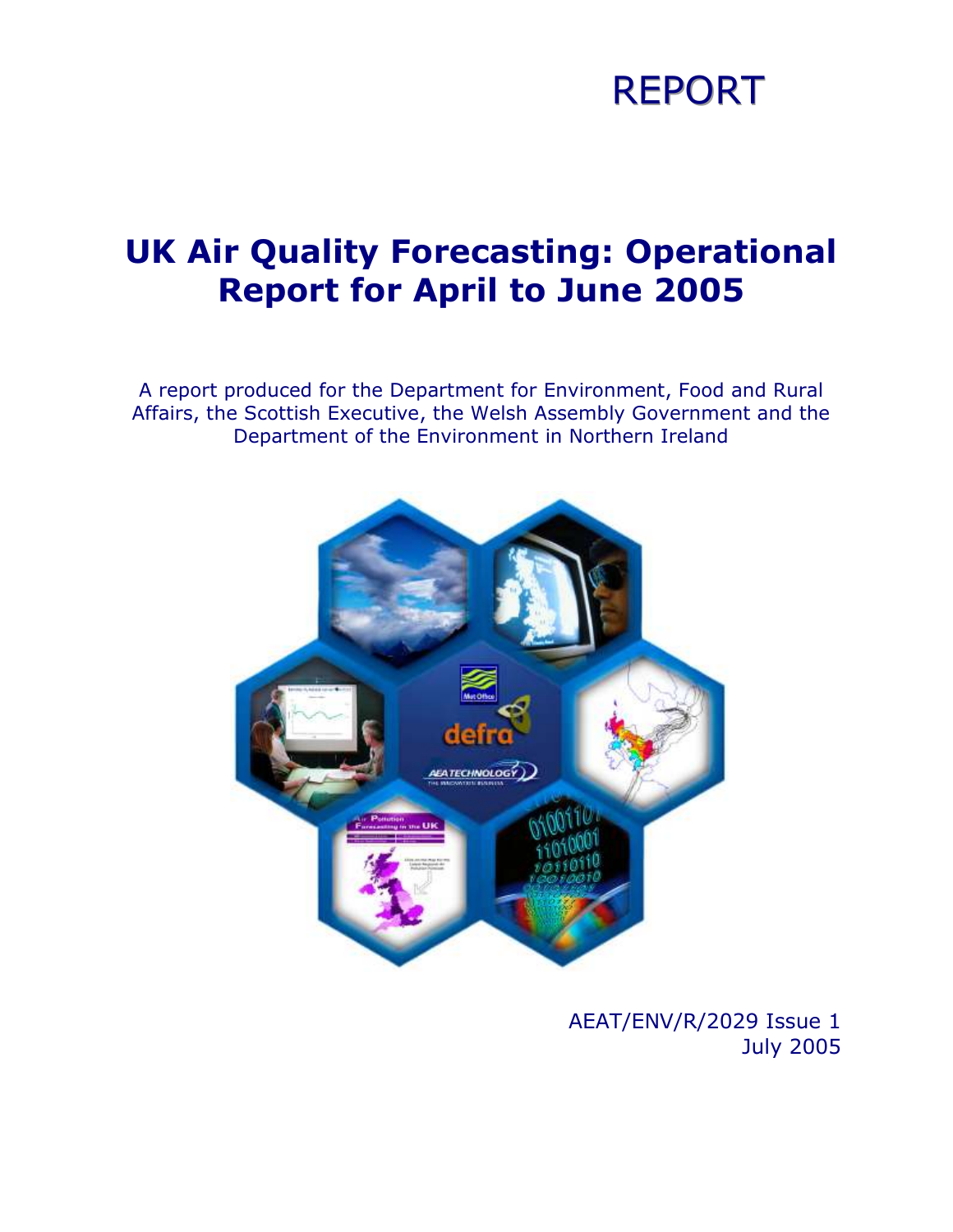REPORT

# UK Air Quality Forecasting: Operational Report for April to June 2005

A report produced for the Department for Environment, Food and Rural Affairs, the Scottish Executive, the Welsh Assembly Government and the Department of the Environment in Northern Ireland

AEAT/ENV/R/2029 Issue 1
July 2005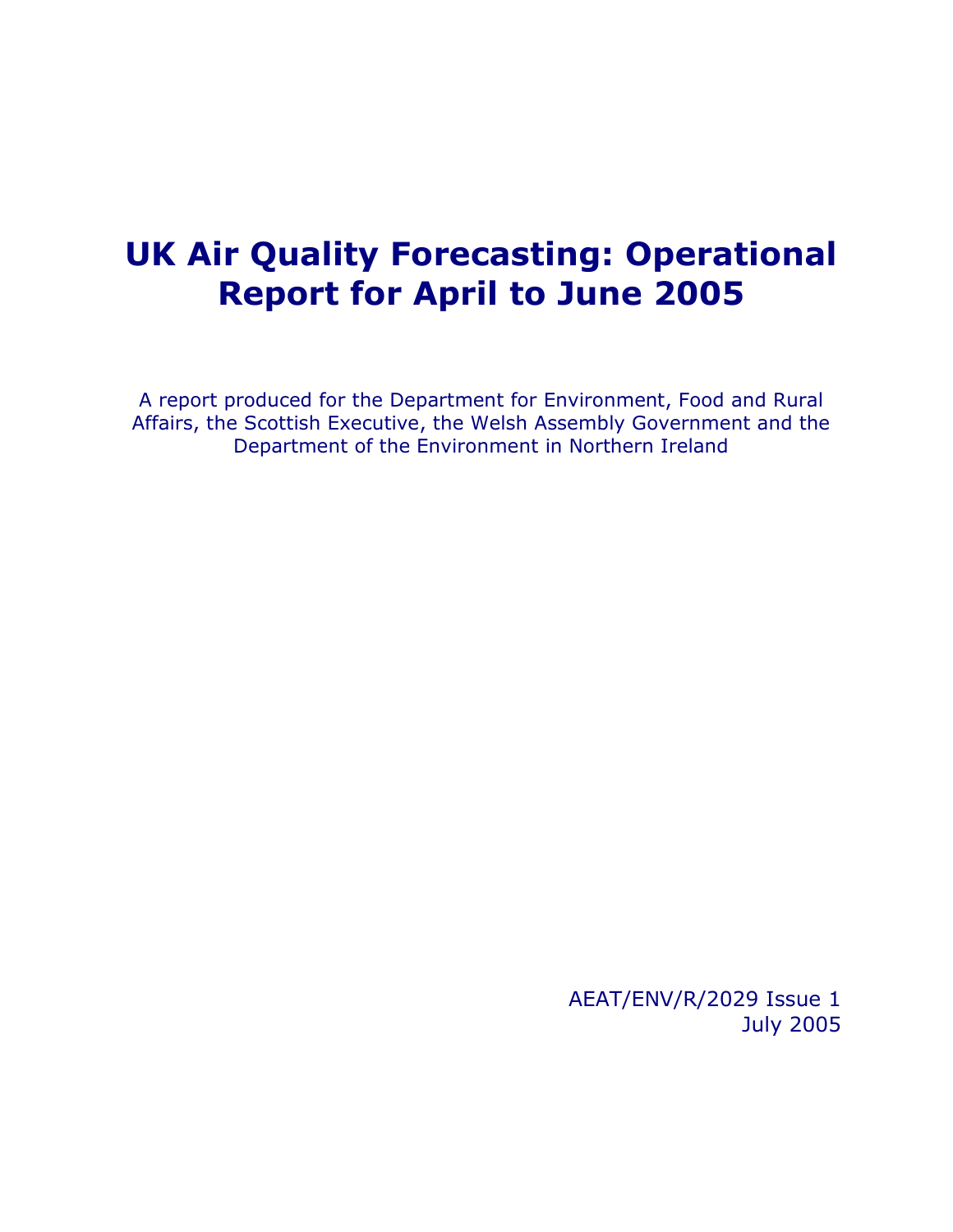# UK Air Quality Forecasting: Operational Report for April to June 2005

A report produced for the Department for Environment, Food and Rural Affairs, the Scottish Executive, the Welsh Assembly Government and the Department of the Environment in Northern Ireland

AEAT/ENV/R/2029 Issue 1
July 2005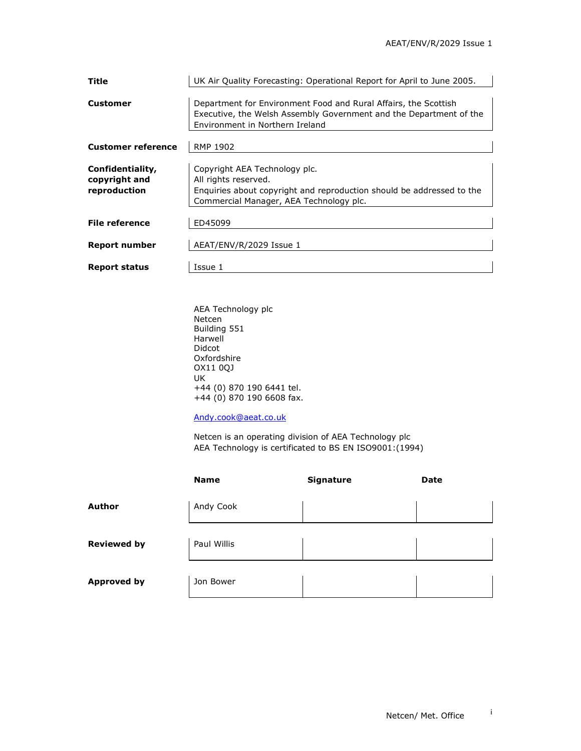| | |
|---|---|
| **Title** | UK Air Quality Forecasting: Operational Report for April to June 2005. |
| **Customer** | Department for Environment Food and Rural Affairs, the Scottish Executive, the Welsh Assembly Government and the Department of the Environment in Northern Ireland |
| **Customer reference** | RMP 1902 |
| **Confidentiality, copyright and reproduction** | Copyright AEA Technology plc. All rights reserved. Enquiries about copyright and reproduction should be addressed to the Commercial Manager, AEA Technology plc. |
| **File reference** | ED45099 |
| **Report number** | AEAT/ENV/R/2029 Issue 1 |
| **Report status** | Issue 1 |

AEA Technology plc
Netcen
Building 551
Harwell
Didcot
Oxfordshire
OX11 0QJ
UK
+44 (0) 870 190 6441 tel.
+44 (0) 870 190 6608 fax.

Andy.cook@aeat.co.uk

Netcen is an operating division of AEA Technology plc
AEA Technology is certificated to BS EN ISO9001:(1994)

| | Name | Signature | Date |
|---|---|---|---|
| **Author** | Andy Cook | | |
| **Reviewed by** | Paul Willis | | |
| **Approved by** | Jon Bower | | |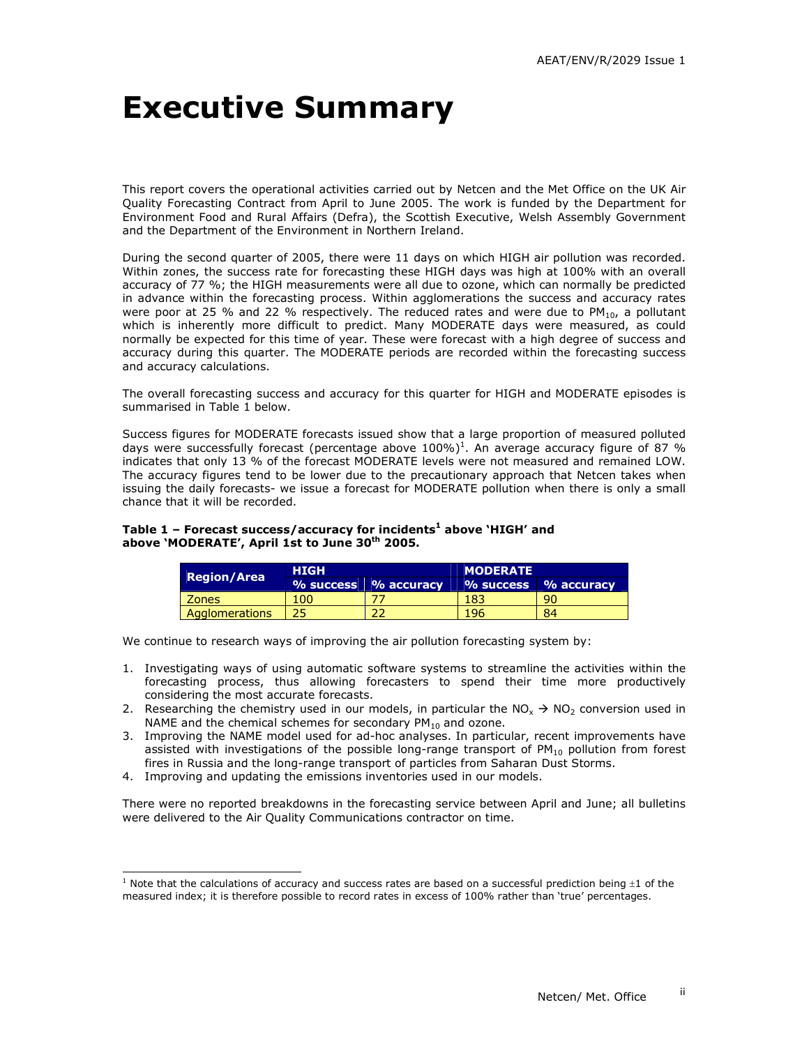# Executive Summary

This report covers the operational activities carried out by Netcen and the Met Office on the UK Air Quality Forecasting Contract from April to June 2005. The work is funded by the Department for Environment Food and Rural Affairs (Defra), the Scottish Executive, Welsh Assembly Government and the Department of the Environment in Northern Ireland.

During the second quarter of 2005, there were 11 days on which HIGH air pollution was recorded. Within zones, the success rate for forecasting these HIGH days was high at 100% with an overall accuracy of 77 %; the HIGH measurements were all due to ozone, which can normally be predicted in advance within the forecasting process. Within agglomerations the success and accuracy rates were poor at 25 % and 22 % respectively. The reduced rates and were due to $PM_{10}$, a pollutant which is inherently more difficult to predict. Many MODERATE days were measured, as could normally be expected for this time of year. These were forecast with a high degree of success and accuracy during this quarter. The MODERATE periods are recorded within the forecasting success and accuracy calculations.

The overall forecasting success and accuracy for this quarter for HIGH and MODERATE episodes is summarised in Table 1 below.

Success figures for MODERATE forecasts issued show that a large proportion of measured polluted days were successfully forecast (percentage above 100%)[1]. An average accuracy figure of 87 % indicates that only 13 % of the forecast MODERATE levels were not measured and remained LOW. The accuracy figures tend to be lower due to the precautionary approach that Netcen takes when issuing the daily forecasts- we issue a forecast for MODERATE pollution when there is only a small chance that it will be recorded.

**Table 1 – Forecast success/accuracy for incidents[1] above 'HIGH' and above 'MODERATE', April 1st to June 30th 2005.**

| Region/Area | HIGH | | MODERATE | |
|---|---|---|---|---|
| | % success | % accuracy | % success | % accuracy |
| Zones | 100 | 77 | 183 | 90 |
| Agglomerations | 25 | 22 | 196 | 84 |

We continue to research ways of improving the air pollution forecasting system by:

1. Investigating ways of using automatic software systems to streamline the activities within the forecasting process, thus allowing forecasters to spend their time more productively considering the most accurate forecasts.
2. Researching the chemistry used in our models, in particular the $NO_x \rightarrow NO_2$ conversion used in NAME and the chemical schemes for secondary $PM_{10}$ and ozone.
3. Improving the NAME model used for ad-hoc analyses. In particular, recent improvements have assisted with investigations of the possible long-range transport of $PM_{10}$ pollution from forest fires in Russia and the long-range transport of particles from Saharan Dust Storms.
4. Improving and updating the emissions inventories used in our models.

There were no reported breakdowns in the forecasting service between April and June; all bulletins were delivered to the Air Quality Communications contractor on time.

[1] Note that the calculations of accuracy and success rates are based on a successful prediction being ±1 of the measured index; it is therefore possible to record rates in excess of 100% rather than 'true' percentages.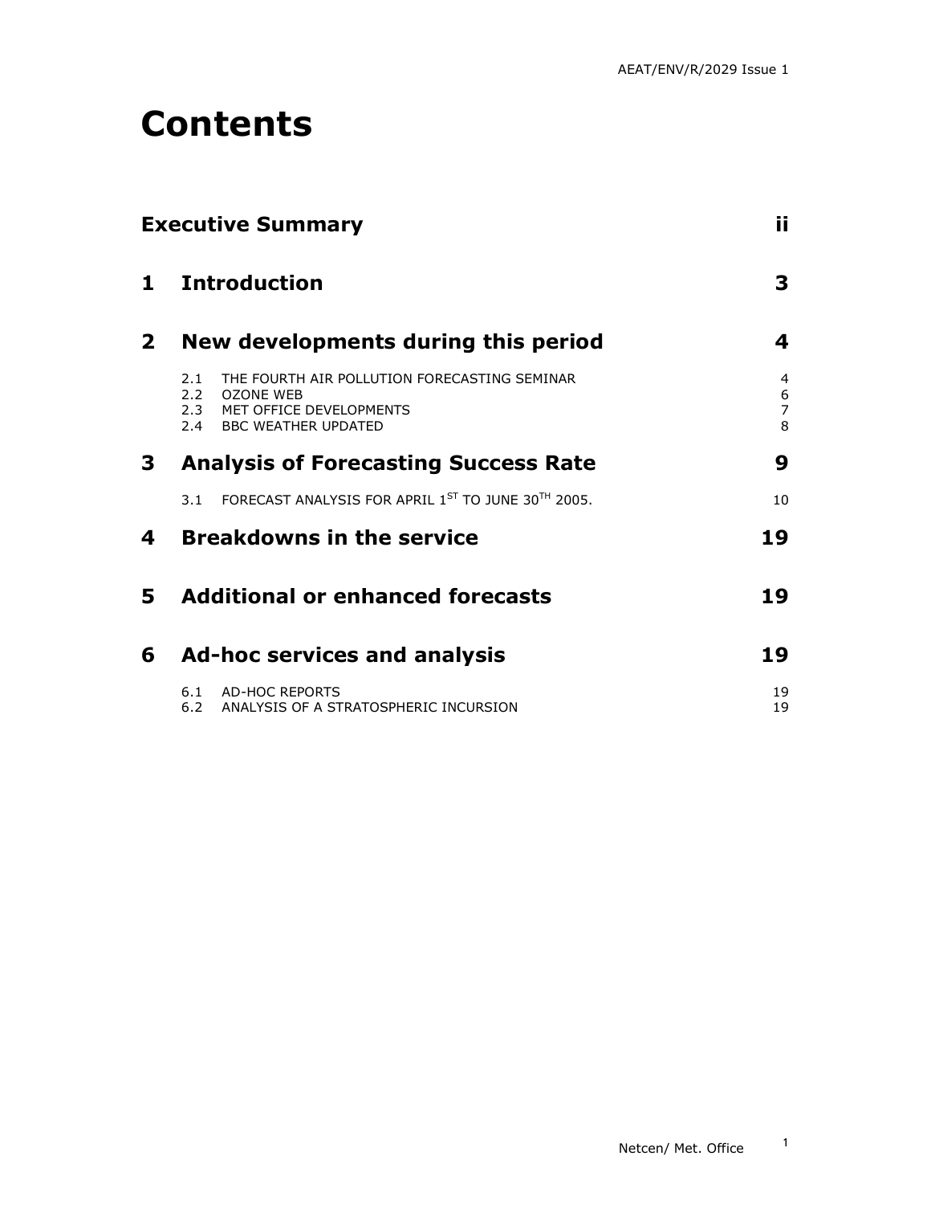# Contents

| | | |
|---|---|---|
| **Executive Summary** | | **ii** |
| **1** | **Introduction** | **3** |
| **2** | **New developments during this period** | **4** |
| 2.1 | THE FOURTH AIR POLLUTION FORECASTING SEMINAR | 4 |
| 2.2 | OZONE WEB | 6 |
| 2.3 | MET OFFICE DEVELOPMENTS | 7 |
| 2.4 | BBC WEATHER UPDATED | 8 |
| **3** | **Analysis of Forecasting Success Rate** | **9** |
| 3.1 | FORECAST ANALYSIS FOR APRIL 1ST TO JUNE 30TH 2005. | 10 |
| **4** | **Breakdowns in the service** | **19** |
| **5** | **Additional or enhanced forecasts** | **19** |
| **6** | **Ad-hoc services and analysis** | **19** |
| 6.1 | AD-HOC REPORTS | 19 |
| 6.2 | ANALYSIS OF A STRATOSPHERIC INCURSION | 19 |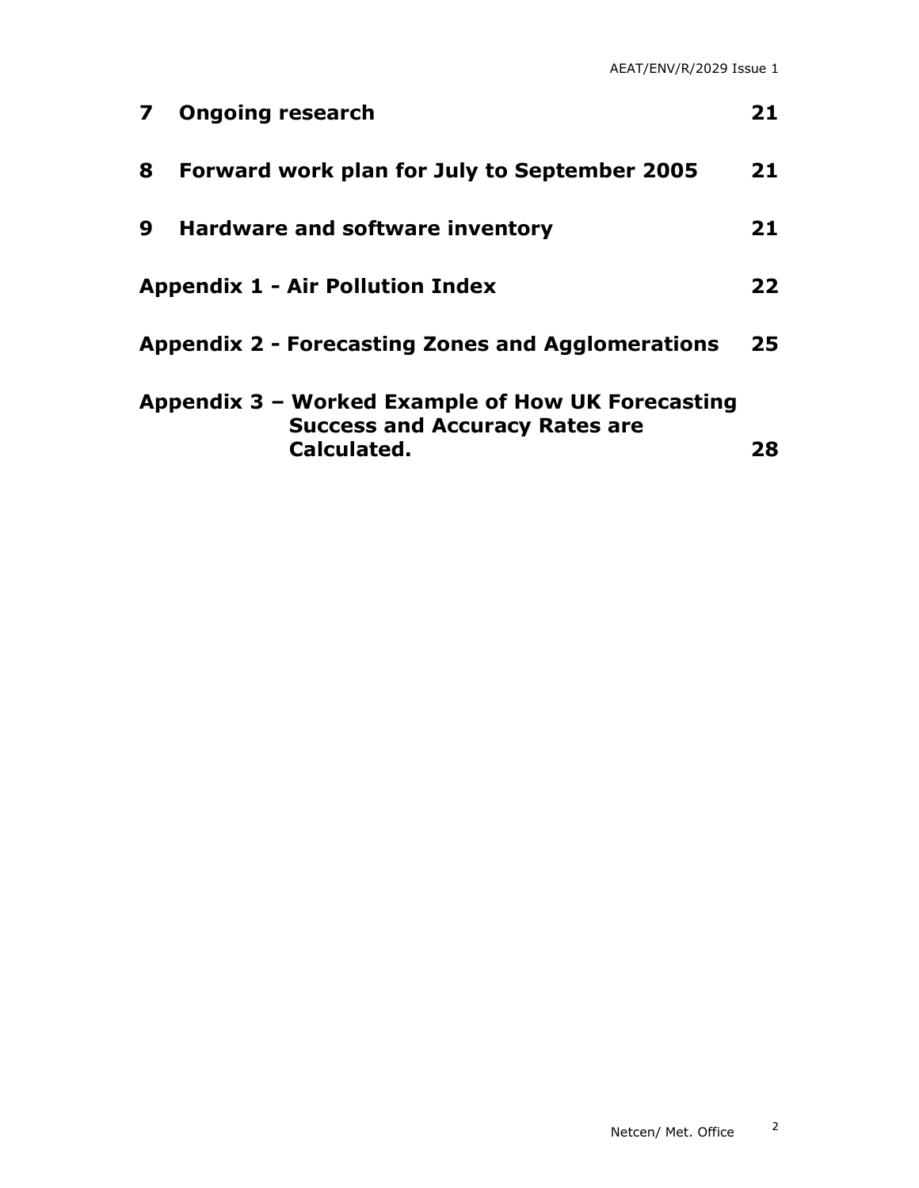**7 Ongoing research 21**

**8 Forward work plan for July to September 2005 21**

**9 Hardware and software inventory 21**

**Appendix 1 - Air Pollution Index 22**

**Appendix 2 - Forecasting Zones and Agglomerations 25**

**Appendix 3 – Worked Example of How UK Forecasting Success and Accuracy Rates are Calculated. 28**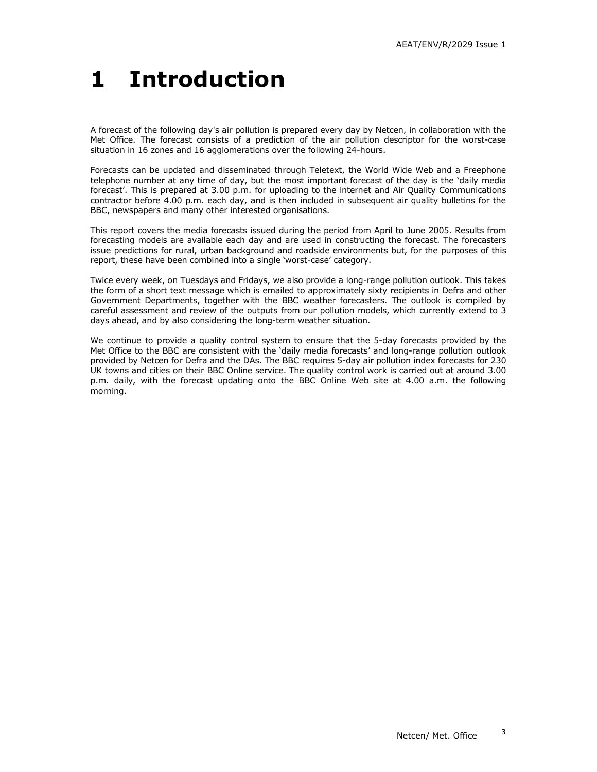# 1 Introduction

A forecast of the following day's air pollution is prepared every day by Netcen, in collaboration with the Met Office. The forecast consists of a prediction of the air pollution descriptor for the worst-case situation in 16 zones and 16 agglomerations over the following 24-hours.

Forecasts can be updated and disseminated through Teletext, the World Wide Web and a Freephone telephone number at any time of day, but the most important forecast of the day is the 'daily media forecast'. This is prepared at 3.00 p.m. for uploading to the internet and Air Quality Communications contractor before 4.00 p.m. each day, and is then included in subsequent air quality bulletins for the BBC, newspapers and many other interested organisations.

This report covers the media forecasts issued during the period from April to June 2005. Results from forecasting models are available each day and are used in constructing the forecast. The forecasters issue predictions for rural, urban background and roadside environments but, for the purposes of this report, these have been combined into a single 'worst-case' category.

Twice every week, on Tuesdays and Fridays, we also provide a long-range pollution outlook. This takes the form of a short text message which is emailed to approximately sixty recipients in Defra and other Government Departments, together with the BBC weather forecasters. The outlook is compiled by careful assessment and review of the outputs from our pollution models, which currently extend to 3 days ahead, and by also considering the long-term weather situation.

We continue to provide a quality control system to ensure that the 5-day forecasts provided by the Met Office to the BBC are consistent with the 'daily media forecasts' and long-range pollution outlook provided by Netcen for Defra and the DAs. The BBC requires 5-day air pollution index forecasts for 230 UK towns and cities on their BBC Online service. The quality control work is carried out at around 3.00 p.m. daily, with the forecast updating onto the BBC Online Web site at 4.00 a.m. the following morning.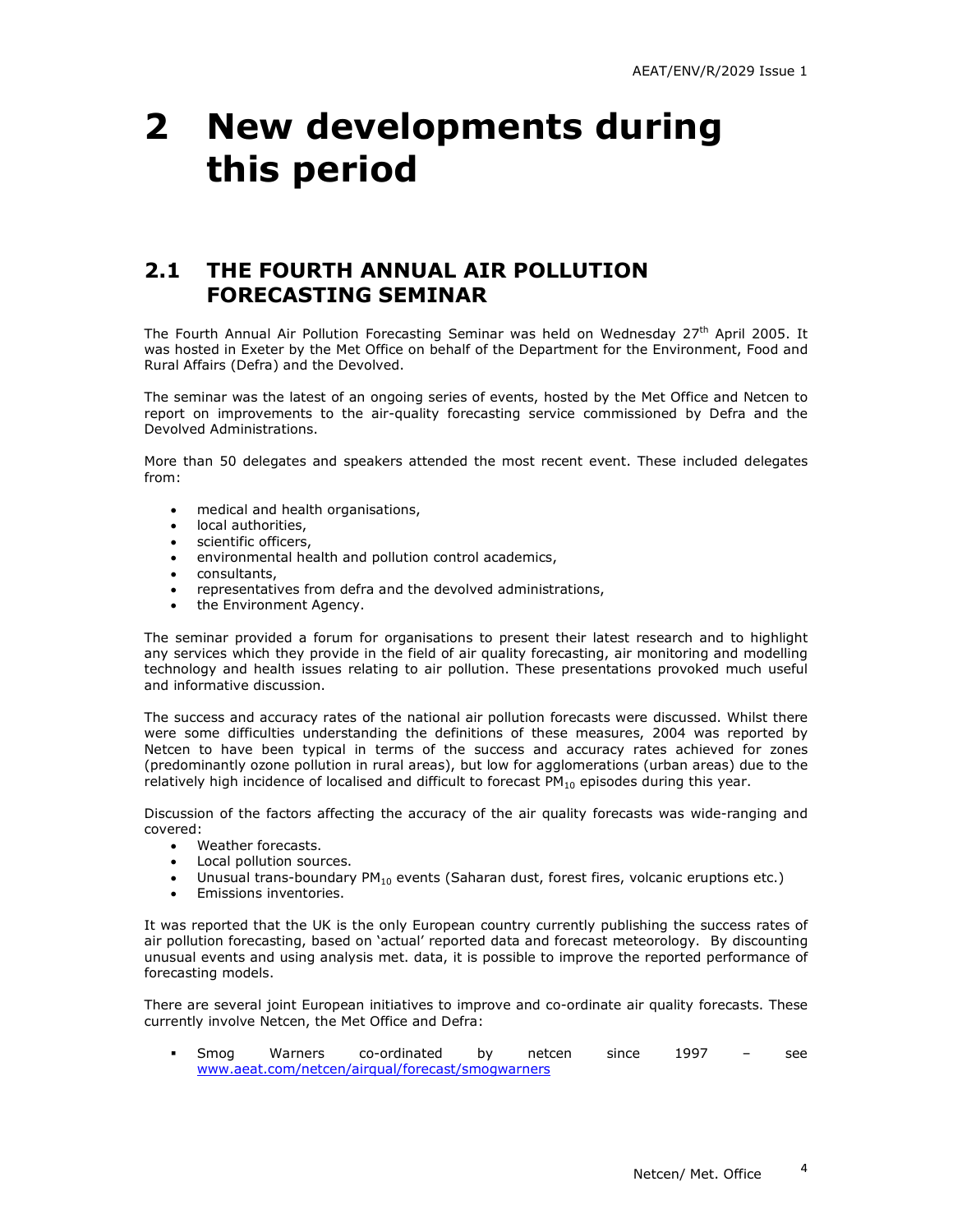# 2 New developments during this period

## 2.1 THE FOURTH ANNUAL AIR POLLUTION FORECASTING SEMINAR

The Fourth Annual Air Pollution Forecasting Seminar was held on Wednesday 27th April 2005. It was hosted in Exeter by the Met Office on behalf of the Department for the Environment, Food and Rural Affairs (Defra) and the Devolved.

The seminar was the latest of an ongoing series of events, hosted by the Met Office and Netcen to report on improvements to the air-quality forecasting service commissioned by Defra and the Devolved Administrations.

More than 50 delegates and speakers attended the most recent event. These included delegates from:

- medical and health organisations,
- local authorities,
- scientific officers,
- environmental health and pollution control academics,
- consultants,
- representatives from defra and the devolved administrations,
- the Environment Agency.

The seminar provided a forum for organisations to present their latest research and to highlight any services which they provide in the field of air quality forecasting, air monitoring and modelling technology and health issues relating to air pollution. These presentations provoked much useful and informative discussion.

The success and accuracy rates of the national air pollution forecasts were discussed. Whilst there were some difficulties understanding the definitions of these measures, 2004 was reported by Netcen to have been typical in terms of the success and accuracy rates achieved for zones (predominantly ozone pollution in rural areas), but low for agglomerations (urban areas) due to the relatively high incidence of localised and difficult to forecast $PM_{10}$ episodes during this year.

Discussion of the factors affecting the accuracy of the air quality forecasts was wide-ranging and covered:

- Weather forecasts.
- Local pollution sources.
- Unusual trans-boundary $PM_{10}$ events (Saharan dust, forest fires, volcanic eruptions etc.)
- Emissions inventories.

It was reported that the UK is the only European country currently publishing the success rates of air pollution forecasting, based on 'actual' reported data and forecast meteorology. By discounting unusual events and using analysis met. data, it is possible to improve the reported performance of forecasting models.

There are several joint European initiatives to improve and co-ordinate air quality forecasts. These currently involve Netcen, the Met Office and Defra:

- Smog Warners co-ordinated by netcen since 1997 – see www.aeat.com/netcen/airqual/forecast/smogwarners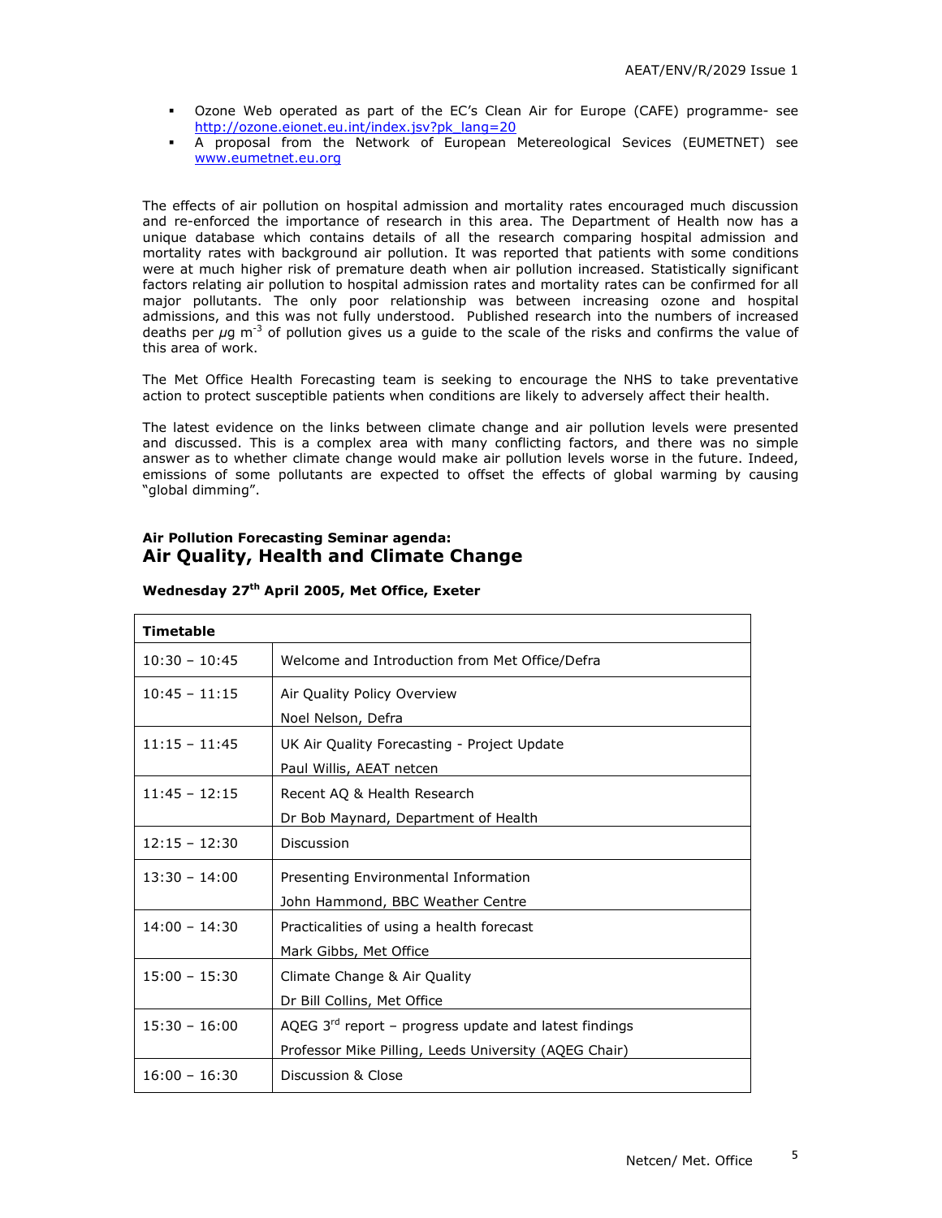- Ozone Web operated as part of the EC's Clean Air for Europe (CAFE) programme- see http://ozone.eionet.eu.int/index.jsv?pk_lang=20
- A proposal from the Network of European Metereological Sevices (EUMETNET) see www.eumetnet.eu.org

The effects of air pollution on hospital admission and mortality rates encouraged much discussion and re-enforced the importance of research in this area. The Department of Health now has a unique database which contains details of all the research comparing hospital admission and mortality rates with background air pollution. It was reported that patients with some conditions were at much higher risk of premature death when air pollution increased. Statistically significant factors relating air pollution to hospital admission rates and mortality rates can be confirmed for all major pollutants. The only poor relationship was between increasing ozone and hospital admissions, and this was not fully understood. Published research into the numbers of increased deaths per $\mu g\ m^{-3}$ of pollution gives us a guide to the scale of the risks and confirms the value of this area of work.

The Met Office Health Forecasting team is seeking to encourage the NHS to take preventative action to protect susceptible patients when conditions are likely to adversely affect their health.

The latest evidence on the links between climate change and air pollution levels were presented and discussed. This is a complex area with many conflicting factors, and there was no simple answer as to whether climate change would make air pollution levels worse in the future. Indeed, emissions of some pollutants are expected to offset the effects of global warming by causing "global dimming".

**Air Pollution Forecasting Seminar agenda:**
## Air Quality, Health and Climate Change

**Wednesday 27th April 2005, Met Office, Exeter**

| Timetable | |
|---|---|
| 10:30 – 10:45 | Welcome and Introduction from Met Office/Defra |
| 10:45 – 11:15 | Air Quality Policy Overview<br>Noel Nelson, Defra |
| 11:15 – 11:45 | UK Air Quality Forecasting - Project Update<br>Paul Willis, AEAT netcen |
| 11:45 – 12:15 | Recent AQ & Health Research<br>Dr Bob Maynard, Department of Health |
| 12:15 – 12:30 | Discussion |
| 13:30 – 14:00 | Presenting Environmental Information<br>John Hammond, BBC Weather Centre |
| 14:00 – 14:30 | Practicalities of using a health forecast<br>Mark Gibbs, Met Office |
| 15:00 – 15:30 | Climate Change & Air Quality<br>Dr Bill Collins, Met Office |
| 15:30 – 16:00 | AQEG 3rd report – progress update and latest findings<br>Professor Mike Pilling, Leeds University (AQEG Chair) |
| 16:00 – 16:30 | Discussion & Close |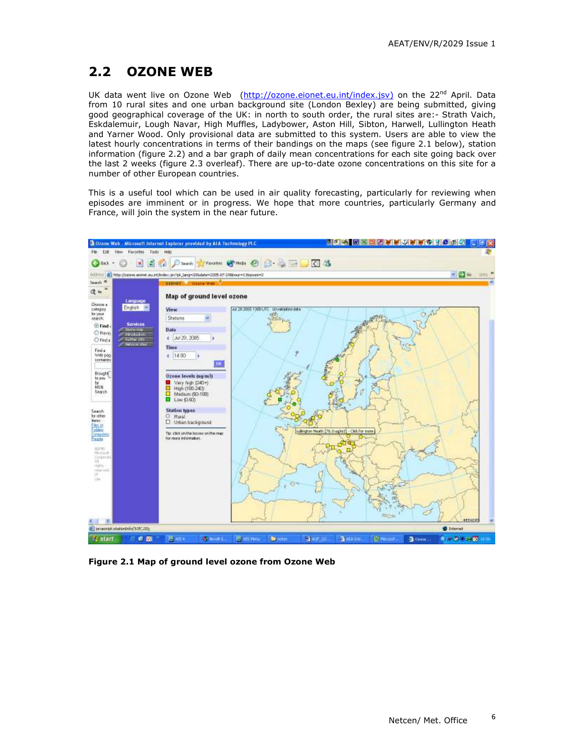## 2.2 OZONE WEB

UK data went live on Ozone Web (http://ozone.eionet.eu.int/index.jsv) on the 22nd April. Data from 10 rural sites and one urban background site (London Bexley) are being submitted, giving good geographical coverage of the UK: in north to south order, the rural sites are:- Strath Vaich, Eskdalemuir, Lough Navar, High Muffles, Ladybower, Aston Hill, Sibton, Harwell, Lullington Heath and Yarner Wood. Only provisional data are submitted to this system. Users are able to view the latest hourly concentrations in terms of their bandings on the maps (see figure 2.1 below), station information (figure 2.2) and a bar graph of daily mean concentrations for each site going back over the last 2 weeks (figure 2.3 overleaf). There are up-to-date ozone concentrations on this site for a number of other European countries.

This is a useful tool which can be used in air quality forecasting, particularly for reviewing when episodes are imminent or in progress. We hope that more countries, particularly Germany and France, will join the system in the near future.

**Figure 2.1 Map of ground level ozone from Ozone Web**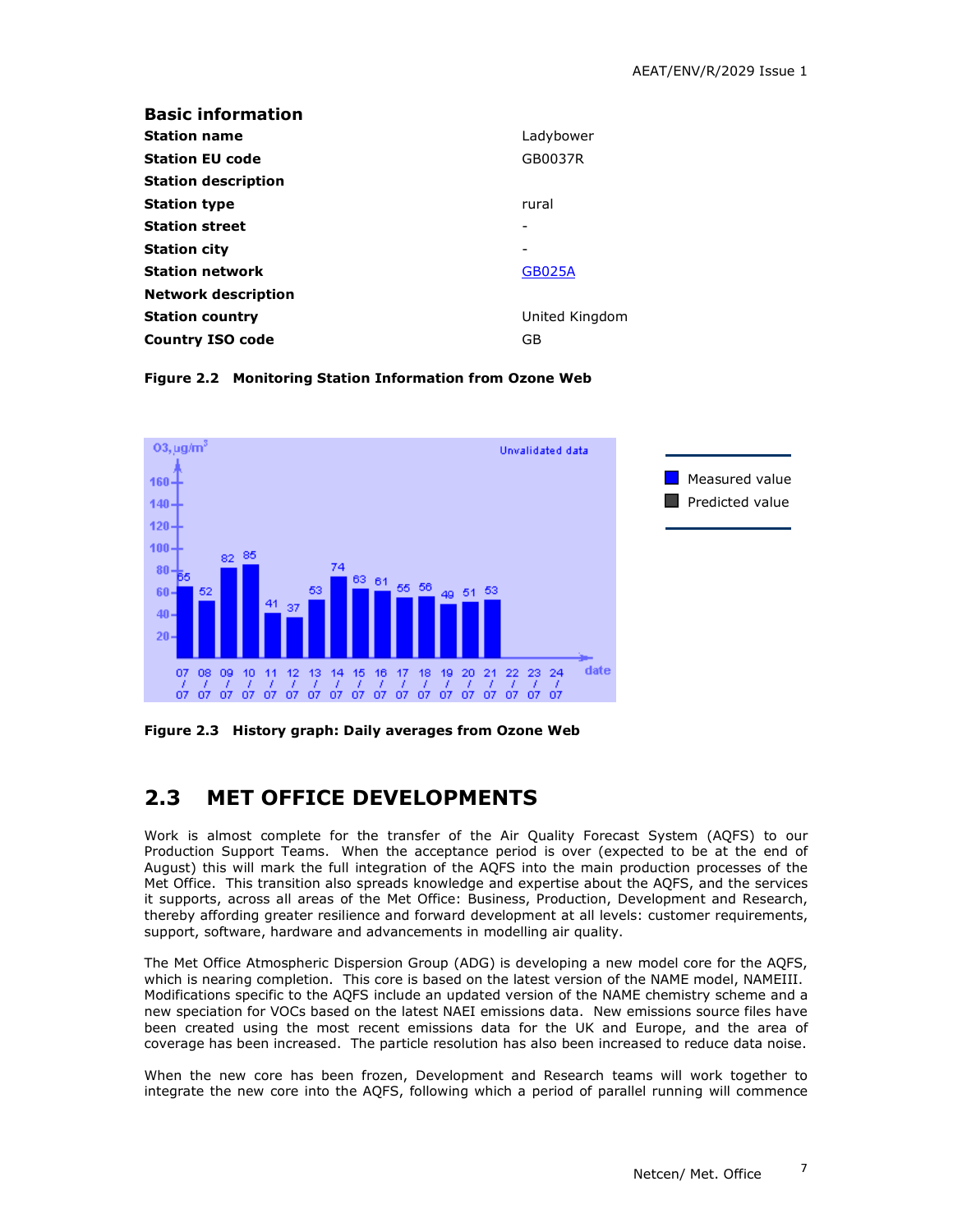**Basic information**

| | |
|---|---|
| **Station name** | Ladybower |
| **Station EU code** | GB0037R |
| **Station description** | |
| **Station type** | rural |
| **Station street** | - |
| **Station city** | - |
| **Station network** | GB025A |
| **Network description** | |
| **Station country** | United Kingdom |
| **Country ISO code** | GB |

**Figure 2.2 Monitoring Station Information from Ozone Web**

**Figure 2.3 History graph: Daily averages from Ozone Web**

## 2.3 MET OFFICE DEVELOPMENTS

Work is almost complete for the transfer of the Air Quality Forecast System (AQFS) to our Production Support Teams. When the acceptance period is over (expected to be at the end of August) this will mark the full integration of the AQFS into the main production processes of the Met Office. This transition also spreads knowledge and expertise about the AQFS, and the services it supports, across all areas of the Met Office: Business, Production, Development and Research, thereby affording greater resilience and forward development at all levels: customer requirements, support, software, hardware and advancements in modelling air quality.

The Met Office Atmospheric Dispersion Group (ADG) is developing a new model core for the AQFS, which is nearing completion. This core is based on the latest version of the NAME model, NAMEIII. Modifications specific to the AQFS include an updated version of the NAME chemistry scheme and a new speciation for VOCs based on the latest NAEI emissions data. New emissions source files have been created using the most recent emissions data for the UK and Europe, and the area of coverage has been increased. The particle resolution has also been increased to reduce data noise.

When the new core has been frozen, Development and Research teams will work together to integrate the new core into the AQFS, following which a period of parallel running will commence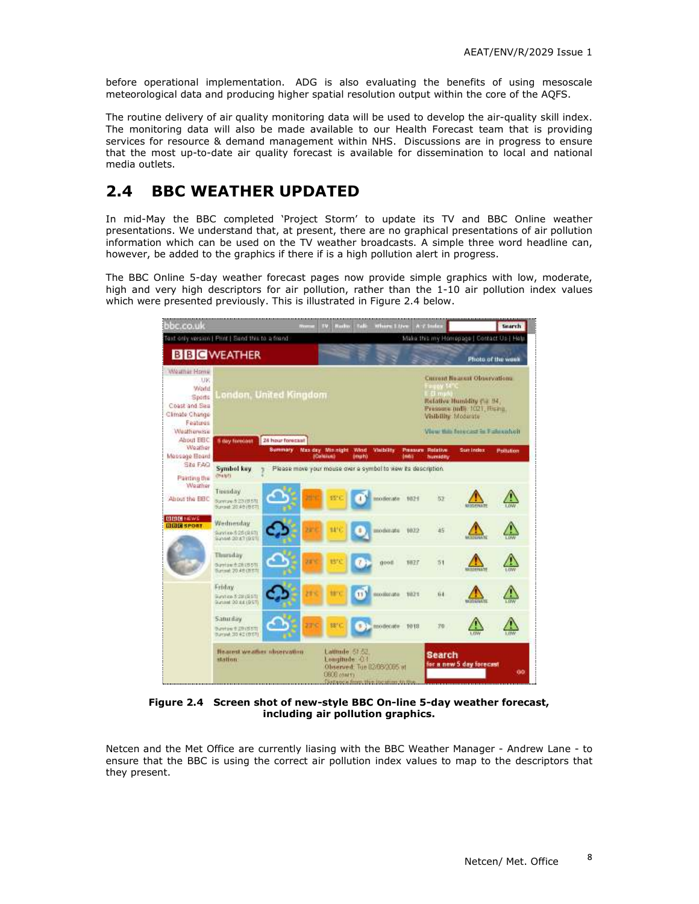before operational implementation. ADG is also evaluating the benefits of using mesoscale meteorological data and producing higher spatial resolution output within the core of the AQFS.

The routine delivery of air quality monitoring data will be used to develop the air-quality skill index. The monitoring data will also be made available to our Health Forecast team that is providing services for resource & demand management within NHS. Discussions are in progress to ensure that the most up-to-date air quality forecast is available for dissemination to local and national media outlets.

## 2.4 BBC WEATHER UPDATED

In mid-May the BBC completed 'Project Storm' to update its TV and BBC Online weather presentations. We understand that, at present, there are no graphical presentations of air pollution information which can be used on the TV weather broadcasts. A simple three word headline can, however, be added to the graphics if there if is a high pollution alert in progress.

The BBC Online 5-day weather forecast pages now provide simple graphics with low, moderate, high and very high descriptors for air pollution, rather than the 1-10 air pollution index values which were presented previously. This is illustrated in Figure 2.4 below.

**Figure 2.4 Screen shot of new-style BBC On-line 5-day weather forecast, including air pollution graphics.**

Netcen and the Met Office are currently liasing with the BBC Weather Manager - Andrew Lane - to ensure that the BBC is using the correct air pollution index values to map to the descriptors that they present.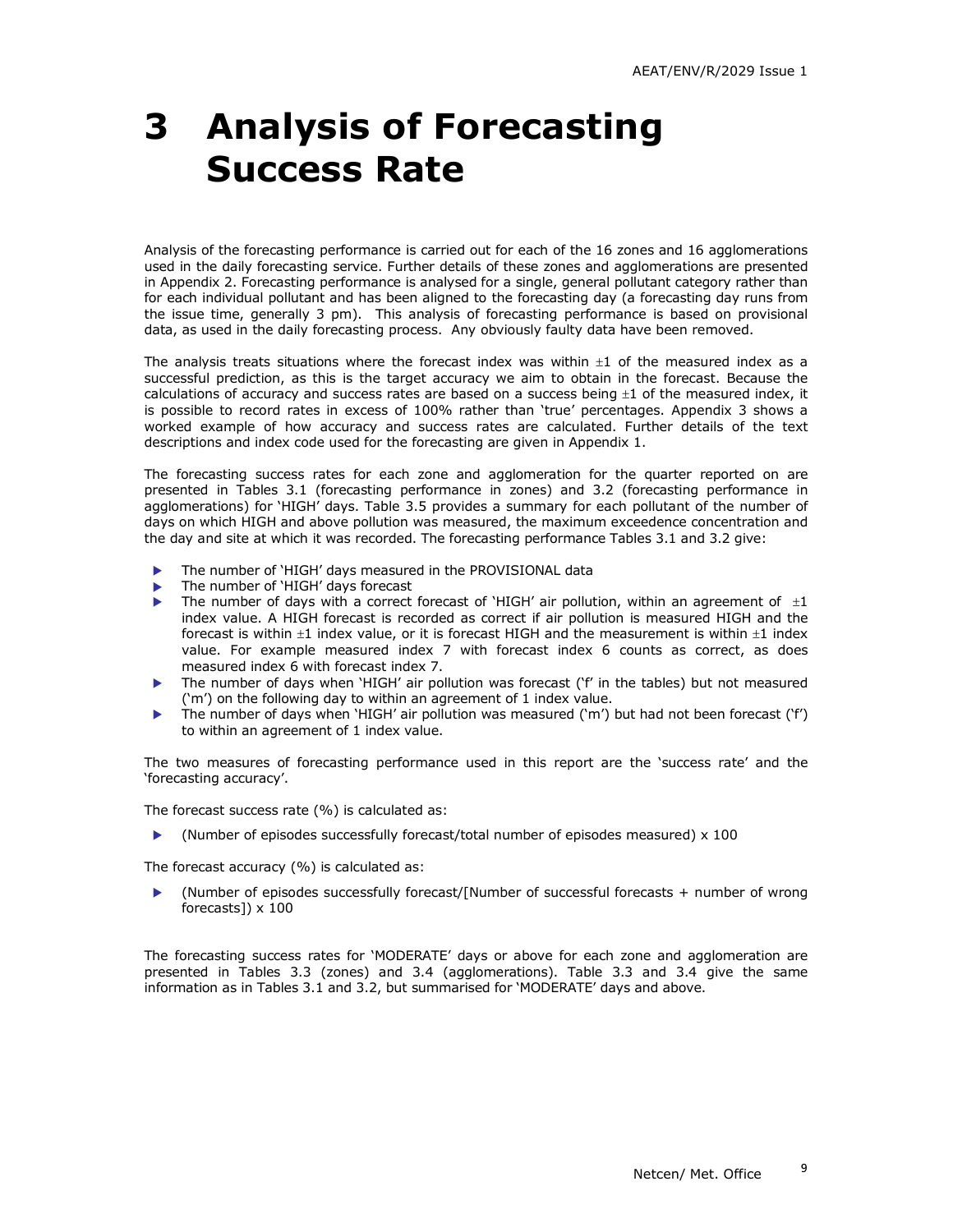# 3 Analysis of Forecasting Success Rate

Analysis of the forecasting performance is carried out for each of the 16 zones and 16 agglomerations used in the daily forecasting service. Further details of these zones and agglomerations are presented in Appendix 2. Forecasting performance is analysed for a single, general pollutant category rather than for each individual pollutant and has been aligned to the forecasting day (a forecasting day runs from the issue time, generally 3 pm). This analysis of forecasting performance is based on provisional data, as used in the daily forecasting process. Any obviously faulty data have been removed.

The analysis treats situations where the forecast index was within ±1 of the measured index as a successful prediction, as this is the target accuracy we aim to obtain in the forecast. Because the calculations of accuracy and success rates are based on a success being ±1 of the measured index, it is possible to record rates in excess of 100% rather than 'true' percentages. Appendix 3 shows a worked example of how accuracy and success rates are calculated. Further details of the text descriptions and index code used for the forecasting are given in Appendix 1.

The forecasting success rates for each zone and agglomeration for the quarter reported on are presented in Tables 3.1 (forecasting performance in zones) and 3.2 (forecasting performance in agglomerations) for 'HIGH' days. Table 3.5 provides a summary for each pollutant of the number of days on which HIGH and above pollution was measured, the maximum exceedence concentration and the day and site at which it was recorded. The forecasting performance Tables 3.1 and 3.2 give:

- The number of 'HIGH' days measured in the PROVISIONAL data
- The number of 'HIGH' days forecast
- The number of days with a correct forecast of 'HIGH' air pollution, within an agreement of ±1 index value. A HIGH forecast is recorded as correct if air pollution is measured HIGH and the forecast is within ±1 index value, or it is forecast HIGH and the measurement is within ±1 index value. For example measured index 7 with forecast index 6 counts as correct, as does measured index 6 with forecast index 7.
- The number of days when 'HIGH' air pollution was forecast ('f' in the tables) but not measured ('m') on the following day to within an agreement of 1 index value.
- The number of days when 'HIGH' air pollution was measured ('m') but had not been forecast ('f') to within an agreement of 1 index value.

The two measures of forecasting performance used in this report are the 'success rate' and the 'forecasting accuracy'.

The forecast success rate (%) is calculated as:

- (Number of episodes successfully forecast/total number of episodes measured) x 100

The forecast accuracy (%) is calculated as:

- (Number of episodes successfully forecast/[Number of successful forecasts + number of wrong forecasts]) x 100

The forecasting success rates for 'MODERATE' days or above for each zone and agglomeration are presented in Tables 3.3 (zones) and 3.4 (agglomerations). Table 3.3 and 3.4 give the same information as in Tables 3.1 and 3.2, but summarised for 'MODERATE' days and above.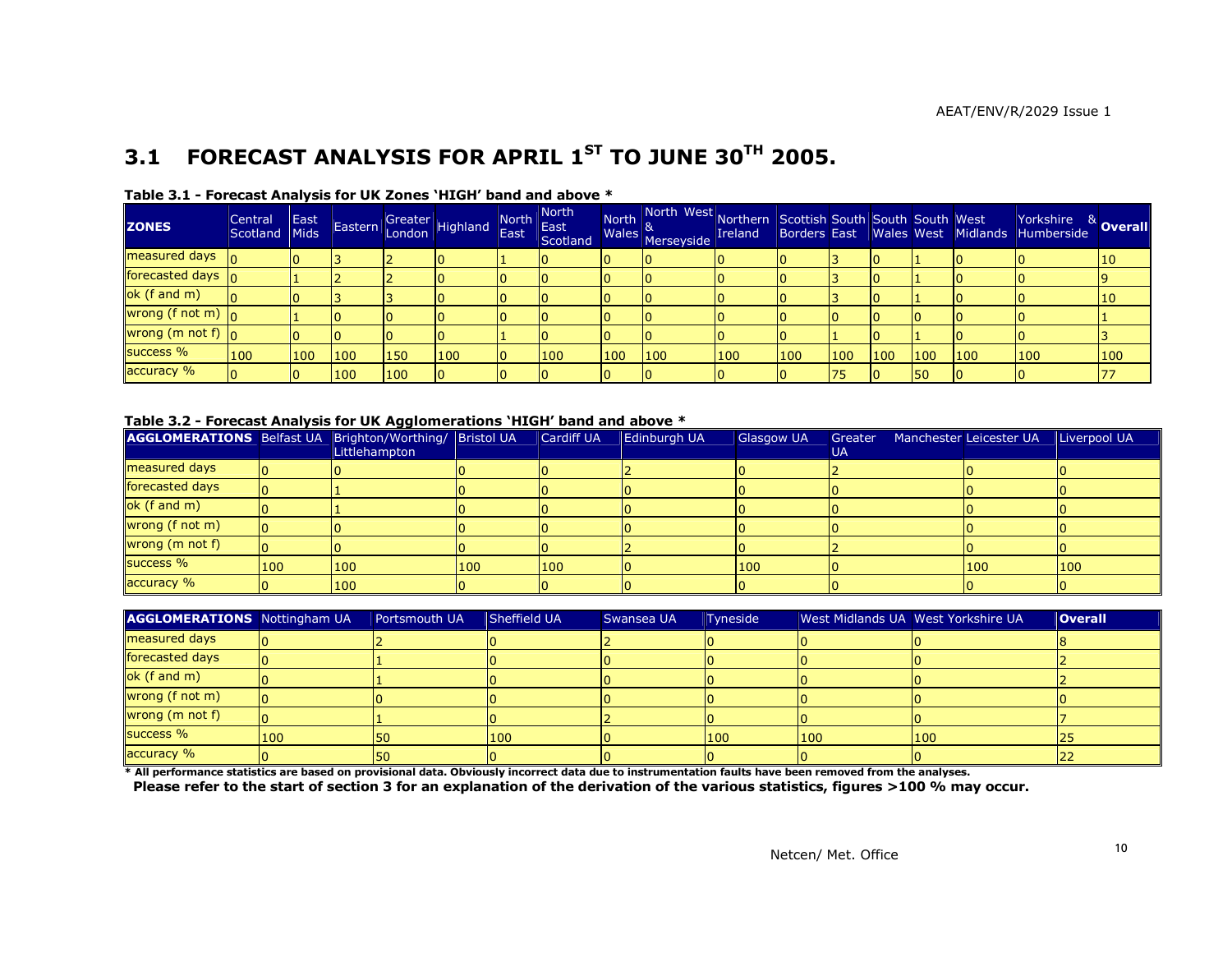## 3.1 FORECAST ANALYSIS FOR APRIL 1$^{ST}$ TO JUNE 30$^{TH}$ 2005.

**Table 3.1 - Forecast Analysis for UK Zones 'HIGH' band and above ***

| ZONES | Central Scotland | East Mids | Eastern | Greater London | Highland | North East | North East Scotland | North Wales | North West & Merseyside | Northern Ireland | Scottish Borders | South East | South Wales | South West | West Midlands | Yorkshire & Humberside | Overall |
|---|---|---|---|---|---|---|---|---|---|---|---|---|---|---|---|---|---|
| measured days | 0 | 0 | 3 | 2 | 0 | 1 | 0 | 0 | 0 | 0 | 0 | 3 | 0 | 1 | 0 | 0 | 10 |
| forecasted days | 0 | 1 | 2 | 2 | 0 | 0 | 0 | 0 | 0 | 0 | 0 | 3 | 0 | 1 | 0 | 0 | 9 |
| ok (f and m) | 0 | 0 | 3 | 3 | 0 | 0 | 0 | 0 | 0 | 0 | 0 | 3 | 0 | 1 | 0 | 0 | 10 |
| wrong (f not m) | 0 | 1 | 0 | 0 | 0 | 0 | 0 | 0 | 0 | 0 | 0 | 0 | 0 | 0 | 0 | 0 | 1 |
| wrong (m not f) | 0 | 0 | 0 | 0 | 0 | 1 | 0 | 0 | 0 | 0 | 0 | 1 | 0 | 1 | 0 | 0 | 3 |
| success % | 100 | 100 | 100 | 150 | 100 | 0 | 100 | 100 | 100 | 100 | 100 | 100 | 100 | 100 | 100 | 100 | 100 |
| accuracy % | 0 | 0 | 100 | 100 | 0 | 0 | 0 | 0 | 0 | 0 | 0 | 75 | 0 | 50 | 0 | 0 | 77 |

**Table 3.2 - Forecast Analysis for UK Agglomerations 'HIGH' band and above ***

| AGGLOMERATIONS | Belfast UA | Brighton/Worthing/ Littlehampton | Bristol UA | Cardiff UA | Edinburgh UA | Glasgow UA | Greater Manchester UA | Leicester UA | Liverpool UA |
|---|---|---|---|---|---|---|---|---|---|
| measured days | 0 | 0 | 0 | 0 | 2 | 0 | 2 | 0 | 0 |
| forecasted days | 0 | 1 | 0 | 0 | 0 | 0 | 0 | 0 | 0 |
| ok (f and m) | 0 | 1 | 0 | 0 | 0 | 0 | 0 | 0 | 0 |
| wrong (f not m) | 0 | 0 | 0 | 0 | 0 | 0 | 0 | 0 | 0 |
| wrong (m not f) | 0 | 0 | 0 | 0 | 2 | 0 | 2 | 0 | 0 |
| success % | 100 | 100 | 100 | 100 | 0 | 100 | 0 | 100 | 100 |
| accuracy % | 0 | 100 | 0 | 0 | 0 | 0 | 0 | 0 | 0 |

| AGGLOMERATIONS | Nottingham UA | Portsmouth UA | Sheffield UA | Swansea UA | Tyneside | West Midlands UA | West Yorkshire UA | Overall |
|---|---|---|---|---|---|---|---|---|
| measured days | 0 | 2 | 0 | 2 | 0 | 0 | 0 | 8 |
| forecasted days | 0 | 1 | 0 | 0 | 0 | 0 | 0 | 2 |
| ok (f and m) | 0 | 1 | 0 | 0 | 0 | 0 | 0 | 2 |
| wrong (f not m) | 0 | 0 | 0 | 0 | 0 | 0 | 0 | 0 |
| wrong (m not f) | 0 | 1 | 0 | 2 | 0 | 0 | 0 | 7 |
| success % | 100 | 50 | 100 | 0 | 100 | 100 | 100 | 25 |
| accuracy % | 0 | 50 | 0 | 0 | 0 | 0 | 0 | 22 |

**\* All performance statistics are based on provisional data. Obviously incorrect data due to instrumentation faults have been removed from the analyses.**

**Please refer to the start of section 3 for an explanation of the derivation of the various statistics, figures >100 % may occur.**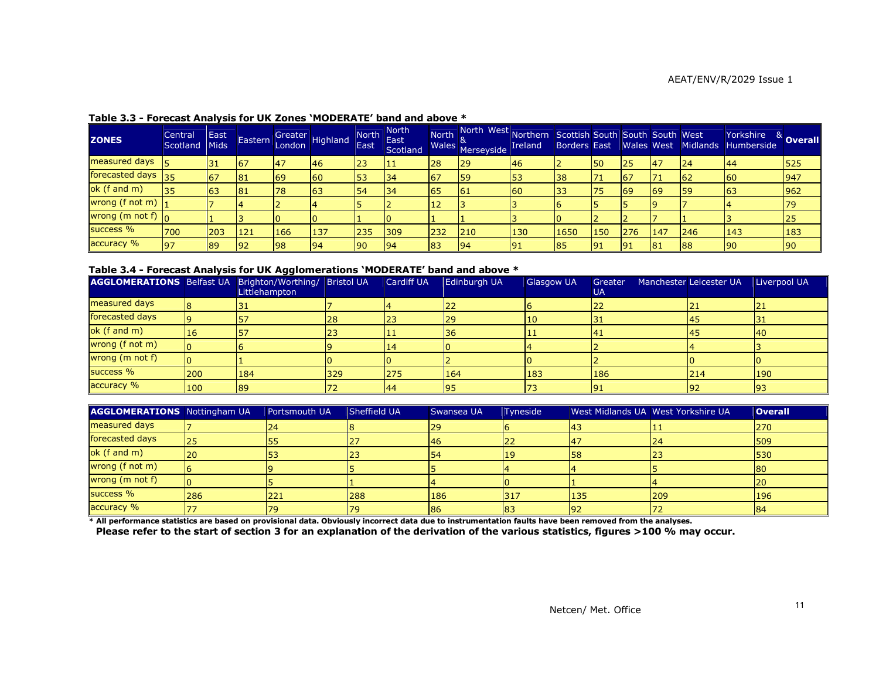**Table 3.3 - Forecast Analysis for UK Zones 'MODERATE' band and above ***

| ZONES | Central Scotland | East Mids | Eastern | Greater London | Highland | North East | North East Scotland | North Wales | North West & Merseyside | Northern Ireland | Scottish Borders | South East | South Wales | South West | West Midlands | Yorkshire & Humberside | Overall |
|---|---|---|---|---|---|---|---|---|---|---|---|---|---|---|---|---|---|
| measured days | 5 | 31 | 67 | 47 | 46 | 23 | 11 | 28 | 29 | 46 | 2 | 50 | 25 | 47 | 24 | 44 | 525 |
| forecasted days | 35 | 67 | 81 | 69 | 60 | 53 | 34 | 67 | 59 | 53 | 38 | 71 | 67 | 71 | 62 | 60 | 947 |
| ok (f and m) | 35 | 63 | 81 | 78 | 63 | 54 | 34 | 65 | 61 | 60 | 33 | 75 | 69 | 69 | 59 | 63 | 962 |
| wrong (f not m) | 1 | 7 | 4 | 2 | 4 | 5 | 2 | 12 | 3 | 3 | 6 | 5 | 5 | 9 | 7 | 4 | 79 |
| wrong (m not f) | 0 | 1 | 3 | 0 | 0 | 1 | 0 | 1 | 1 | 3 | 0 | 2 | 2 | 7 | 1 | 3 | 25 |
| success % | 700 | 203 | 121 | 166 | 137 | 235 | 309 | 232 | 210 | 130 | 1650 | 150 | 276 | 147 | 246 | 143 | 183 |
| accuracy % | 97 | 89 | 92 | 98 | 94 | 90 | 94 | 83 | 94 | 91 | 85 | 91 | 91 | 81 | 88 | 90 | 90 |

**Table 3.4 - Forecast Analysis for UK Agglomerations 'MODERATE' band and above ***

| AGGLOMERATIONS | Belfast UA | Brighton/Worthing/ Littlehampton | Bristol UA | Cardiff UA | Edinburgh UA | Glasgow UA | Greater Manchester UA | Leicester UA | Liverpool UA |
|---|---|---|---|---|---|---|---|---|---|
| measured days | 8 | 31 | 7 | 4 | 22 | 6 | 22 | 21 | 21 |
| forecasted days | 9 | 57 | 28 | 23 | 29 | 10 | 31 | 45 | 31 |
| ok (f and m) | 16 | 57 | 23 | 11 | 36 | 11 | 41 | 45 | 40 |
| wrong (f not m) | 0 | 6 | 9 | 14 | 0 | 4 | 2 | 4 | 3 |
| wrong (m not f) | 0 | 1 | 0 | 0 | 2 | 0 | 2 | 0 | 0 |
| success % | 200 | 184 | 329 | 275 | 164 | 183 | 186 | 214 | 190 |
| accuracy % | 100 | 89 | 72 | 44 | 95 | 73 | 91 | 92 | 93 |

| AGGLOMERATIONS | Nottingham UA | Portsmouth UA | Sheffield UA | Swansea UA | Tyneside | West Midlands UA | West Yorkshire UA | Overall |
|---|---|---|---|---|---|---|---|---|
| measured days | 7 | 24 | 8 | 29 | 6 | 43 | 11 | 270 |
| forecasted days | 25 | 55 | 27 | 46 | 22 | 47 | 24 | 509 |
| ok (f and m) | 20 | 53 | 23 | 54 | 19 | 58 | 23 | 530 |
| wrong (f not m) | 6 | 9 | 5 | 5 | 4 | 4 | 5 | 80 |
| wrong (m not f) | 0 | 5 | 1 | 4 | 0 | 1 | 4 | 20 |
| success % | 286 | 221 | 288 | 186 | 317 | 135 | 209 | 196 |
| accuracy % | 77 | 79 | 79 | 86 | 83 | 92 | 72 | 84 |

**\* All performance statistics are based on provisional data. Obviously incorrect data due to instrumentation faults have been removed from the analyses.**
**Please refer to the start of section 3 for an explanation of the derivation of the various statistics, figures >100 % may occur.**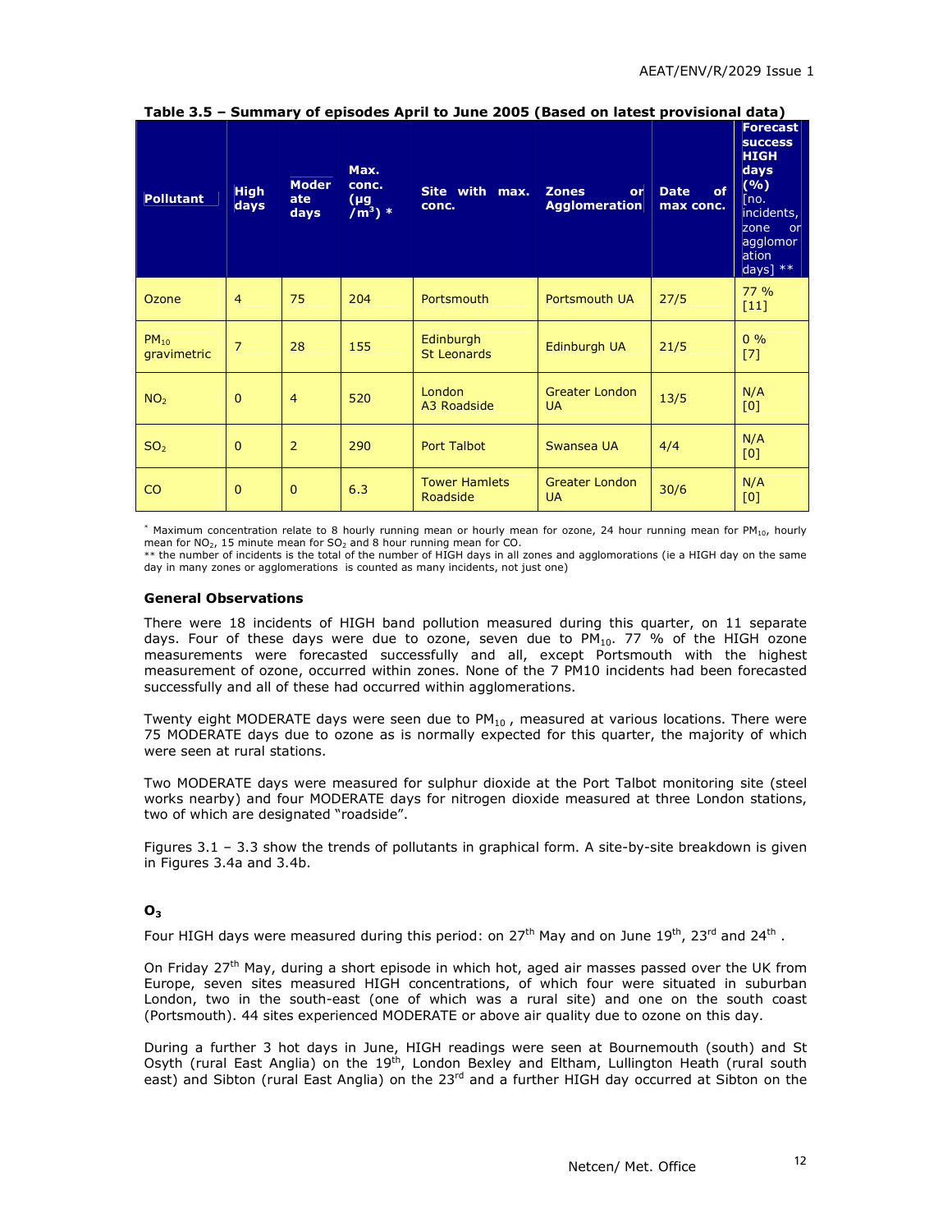**Table 3.5 – Summary of episodes April to June 2005 (Based on latest provisional data)**

| Pollutant | High days | Moderate days | Max. conc. (µg /m$^3$) * | Site with max. conc. | Zones or Agglomeration | Date of max conc. | Forecast success HIGH days (%) [no. incidents, zone or agglomoration days] ** |
|---|---|---|---|---|---|---|---|
| Ozone | 4 | 75 | 204 | Portsmouth | Portsmouth UA | 27/5 | 77 % [11] |
| $PM_{10}$ gravimetric | 7 | 28 | 155 | Edinburgh St Leonards | Edinburgh UA | 21/5 | 0 % [7] |
| $NO_2$ | 0 | 4 | 520 | London A3 Roadside | Greater London UA | 13/5 | N/A [0] |
| $SO_2$ | 0 | 2 | 290 | Port Talbot | Swansea UA | 4/4 | N/A [0] |
| CO | 0 | 0 | 6.3 | Tower Hamlets Roadside | Greater London UA | 30/6 | N/A [0] |

* Maximum concentration relate to 8 hourly running mean or hourly mean for ozone, 24 hour running mean for $PM_{10}$, hourly mean for $NO_2$, 15 minute mean for $SO_2$ and 8 hour running mean for CO.
** the number of incidents is the total of the number of HIGH days in all zones and agglomorations (ie a HIGH day on the same day in many zones or agglomerations is counted as many incidents, not just one)

### General Observations

There were 18 incidents of HIGH band pollution measured during this quarter, on 11 separate days. Four of these days were due to ozone, seven due to $PM_{10}$. 77 % of the HIGH ozone measurements were forecasted successfully and all, except Portsmouth with the highest measurement of ozone, occurred within zones. None of the 7 PM10 incidents had been forecasted successfully and all of these had occurred within agglomerations.

Twenty eight MODERATE days were seen due to $PM_{10}$ , measured at various locations. There were 75 MODERATE days due to ozone as is normally expected for this quarter, the majority of which were seen at rural stations.

Two MODERATE days were measured for sulphur dioxide at the Port Talbot monitoring site (steel works nearby) and four MODERATE days for nitrogen dioxide measured at three London stations, two of which are designated "roadside".

Figures 3.1 – 3.3 show the trends of pollutants in graphical form. A site-by-site breakdown is given in Figures 3.4a and 3.4b.

### $O_3$

Four HIGH days were measured during this period: on 27th May and on June 19th, 23rd and 24th .

On Friday 27th May, during a short episode in which hot, aged air masses passed over the UK from Europe, seven sites measured HIGH concentrations, of which four were situated in suburban London, two in the south-east (one of which was a rural site) and one on the south coast (Portsmouth). 44 sites experienced MODERATE or above air quality due to ozone on this day.

During a further 3 hot days in June, HIGH readings were seen at Bournemouth (south) and St Osyth (rural East Anglia) on the 19th, London Bexley and Eltham, Lullington Heath (rural south east) and Sibton (rural East Anglia) on the 23rd and a further HIGH day occurred at Sibton on the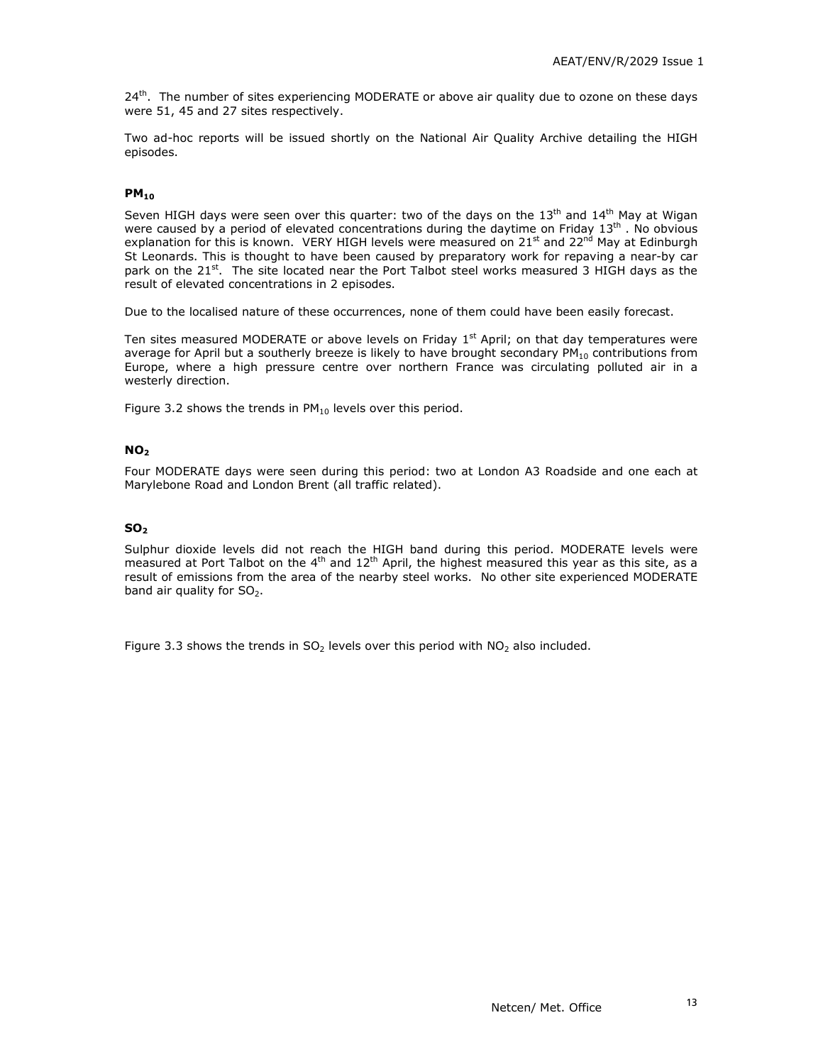24th. The number of sites experiencing MODERATE or above air quality due to ozone on these days were 51, 45 and 27 sites respectively.

Two ad-hoc reports will be issued shortly on the National Air Quality Archive detailing the HIGH episodes.

### $PM_{10}$

Seven HIGH days were seen over this quarter: two of the days on the 13th and 14th May at Wigan were caused by a period of elevated concentrations during the daytime on Friday 13th . No obvious explanation for this is known. VERY HIGH levels were measured on 21st and 22nd May at Edinburgh St Leonards. This is thought to have been caused by preparatory work for repaving a near-by car park on the 21st. The site located near the Port Talbot steel works measured 3 HIGH days as the result of elevated concentrations in 2 episodes.

Due to the localised nature of these occurrences, none of them could have been easily forecast.

Ten sites measured MODERATE or above levels on Friday 1st April; on that day temperatures were average for April but a southerly breeze is likely to have brought secondary $PM_{10}$ contributions from Europe, where a high pressure centre over northern France was circulating polluted air in a westerly direction.

Figure 3.2 shows the trends in $PM_{10}$ levels over this period.

### $NO_2$

Four MODERATE days were seen during this period: two at London A3 Roadside and one each at Marylebone Road and London Brent (all traffic related).

### $SO_2$

Sulphur dioxide levels did not reach the HIGH band during this period. MODERATE levels were measured at Port Talbot on the 4th and 12th April, the highest measured this year as this site, as a result of emissions from the area of the nearby steel works. No other site experienced MODERATE band air quality for $SO_2$.

Figure 3.3 shows the trends in $SO_2$ levels over this period with $NO_2$ also included.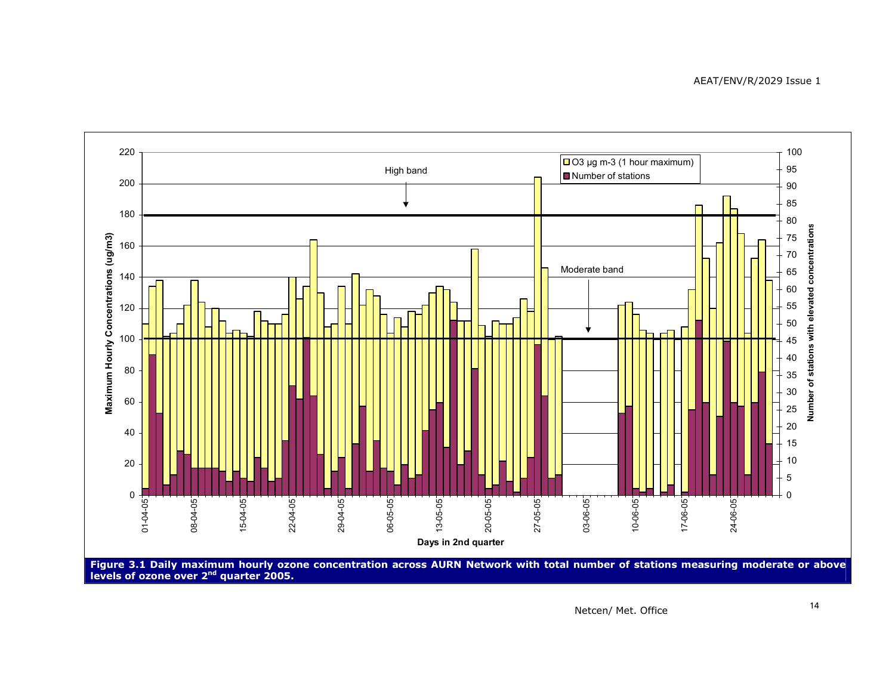**Figure 3.1 Daily maximum hourly ozone concentration across AURN Network with total number of stations measuring moderate or above levels of ozone over 2nd quarter 2005.**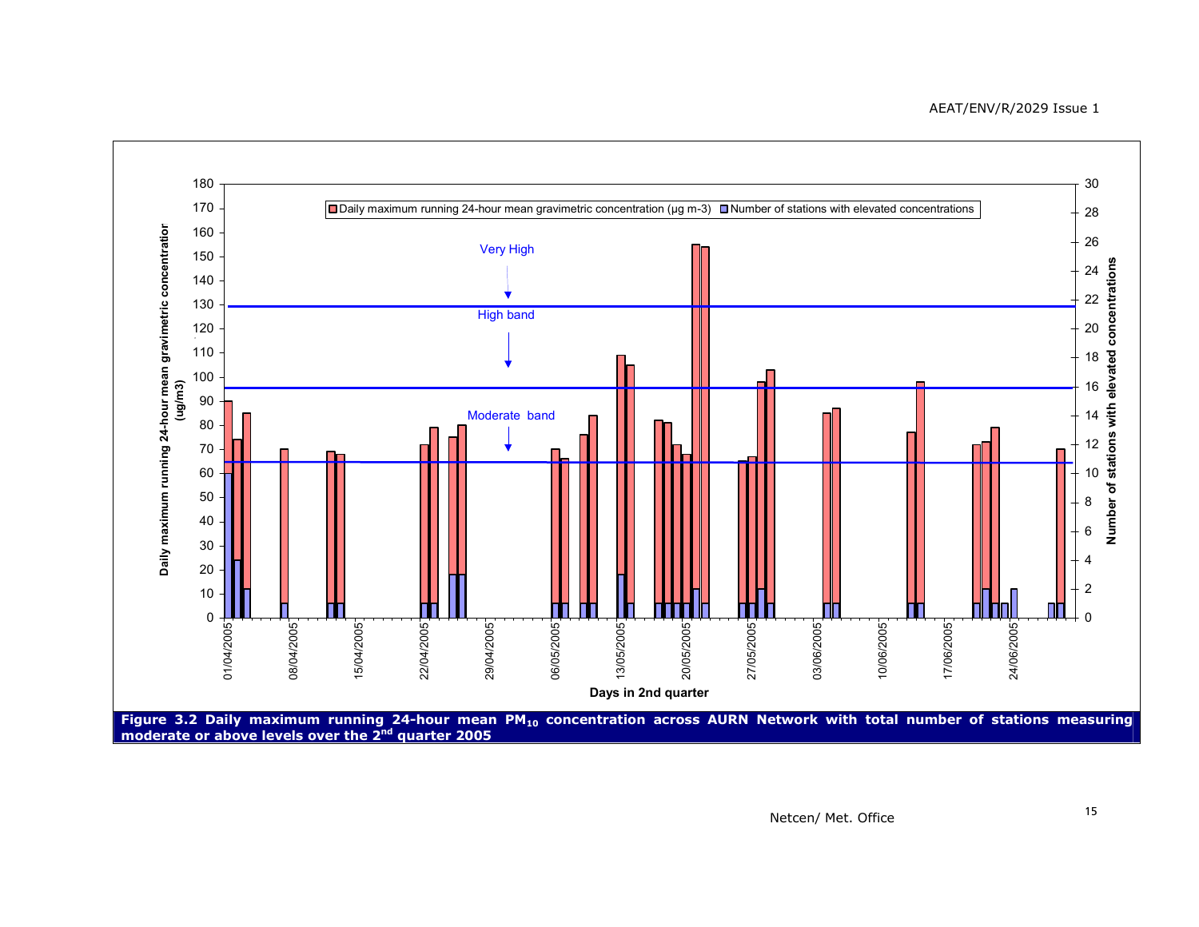Figure 3.2 Daily maximum running 24-hour mean $PM_{10}$ concentration across AURN Network with total number of stations measuring moderate or above levels over the 2nd quarter 2005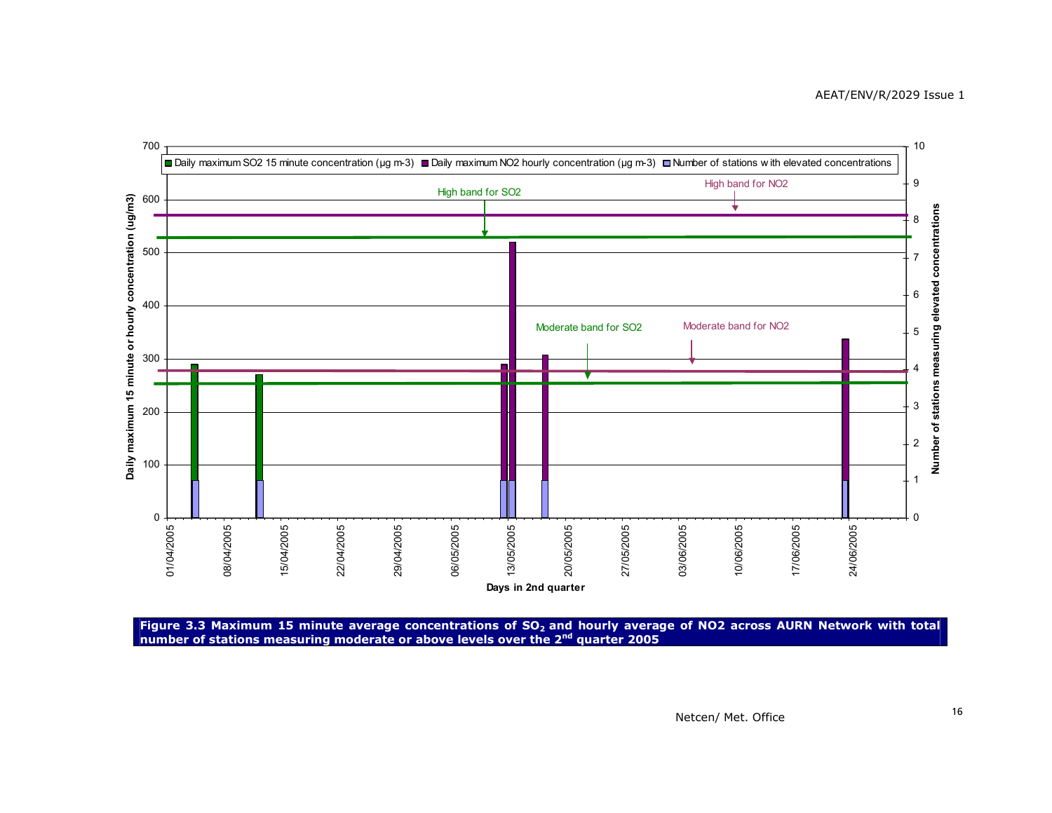**Figure 3.3 Maximum 15 minute average concentrations of $SO_2$ and hourly average of NO2 across AURN Network with total number of stations measuring moderate or above levels over the 2nd quarter 2005**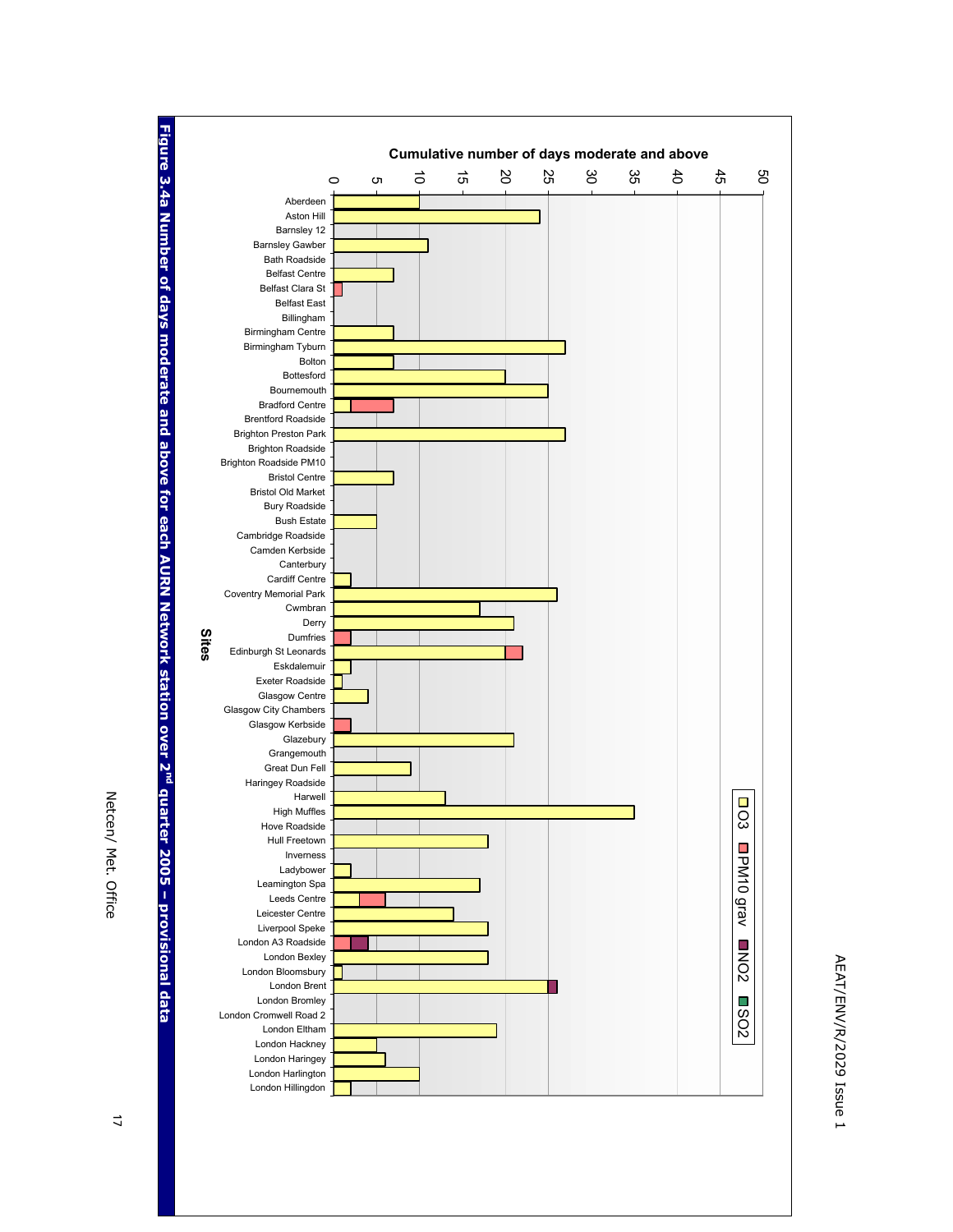**Figure 3.4a Number of days moderate and above for each AURN Network station over 2nd quarter 2005 – provisional data**

| Sites | O3 | PM10 grav | NO2 | SO2 |
|---|---|---|---|---|
| Aberdeen | 10 | | | |
| Aston Hill | 24 | | | |
| Barnsley 12 | | | | |
| Barnsley Gawber | 11 | | | |
| Bath Roadside | | | | |
| Belfast Centre | 7 | | | |
| Belfast Clara St | | 1 | | |
| Belfast East | | | | |
| Billingham | | | | |
| Birmingham Centre | 7 | | | |
| Birmingham Tyburn | 27 | | | |
| Bolton | 7 | | | |
| Bottesford | 20 | | | |
| Bournemouth | 25 | | | |
| Bradford Centre | 2 | 5 | | |
| Brentford Roadside | | | | |
| Brighton Preston Park | 27 | | | |
| Brighton Roadside | | | | |
| Brighton Roadside PM10 | | | | |
| Bristol Centre | 7 | | | |
| Bristol Old Market | | | | |
| Bury Roadside | | | | |
| Bush Estate | 5 | | | |
| Cambridge Roadside | | | | |
| Camden Kerbside | | | | |
| Canterbury | | | | |
| Cardiff Centre | 2 | | | |
| Coventry Memorial Park | 26 | | | |
| Cwmbran | 17 | | | |
| Derry | 21 | | | |
| Dumfries | | 2 | | |
| Edinburgh St Leonards | 20 | 2 | | |
| Eskdalemuir | 2 | | | |
| Exeter Roadside | 1 | | | |
| Glasgow Centre | 4 | | | |
| Glasgow City Chambers | | | | |
| Glasgow Kerbside | | 2 | | |
| Glazebury | 21 | | | |
| Grangemouth | | | | |
| Great Dun Fell | 9 | | | |
| Haringey Roadside | | | | |
| Harwell | 13 | | | |
| High Muffles | 35 | | | |
| Hove Roadside | | | | |
| Hull Freetown | 18 | | | |
| Inverness | | | | |
| Ladybower | 2 | | | |
| Leamington Spa | 17 | | | |
| Leeds Centre | 3 | 3 | | |
| Leicester Centre | 14 | | | |
| Liverpool Speke | 18 | | | |
| London A3 Roadside | | 2 | 2 | |
| London Bexley | 18 | | | |
| London Bloomsbury | 1 | | | |
| London Brent | 25 | | 1 | |
| London Bromley | | | | |
| London Cromwell Road 2 | | | | |
| London Eltham | 19 | | | |
| London Hackney | 5 | | | |
| London Haringey | 6 | | | |
| London Harlington | 10 | | | |
| London Hillingdon | 2 | | | |

Cumulative number of days moderate and above

Netcen/ Met. Office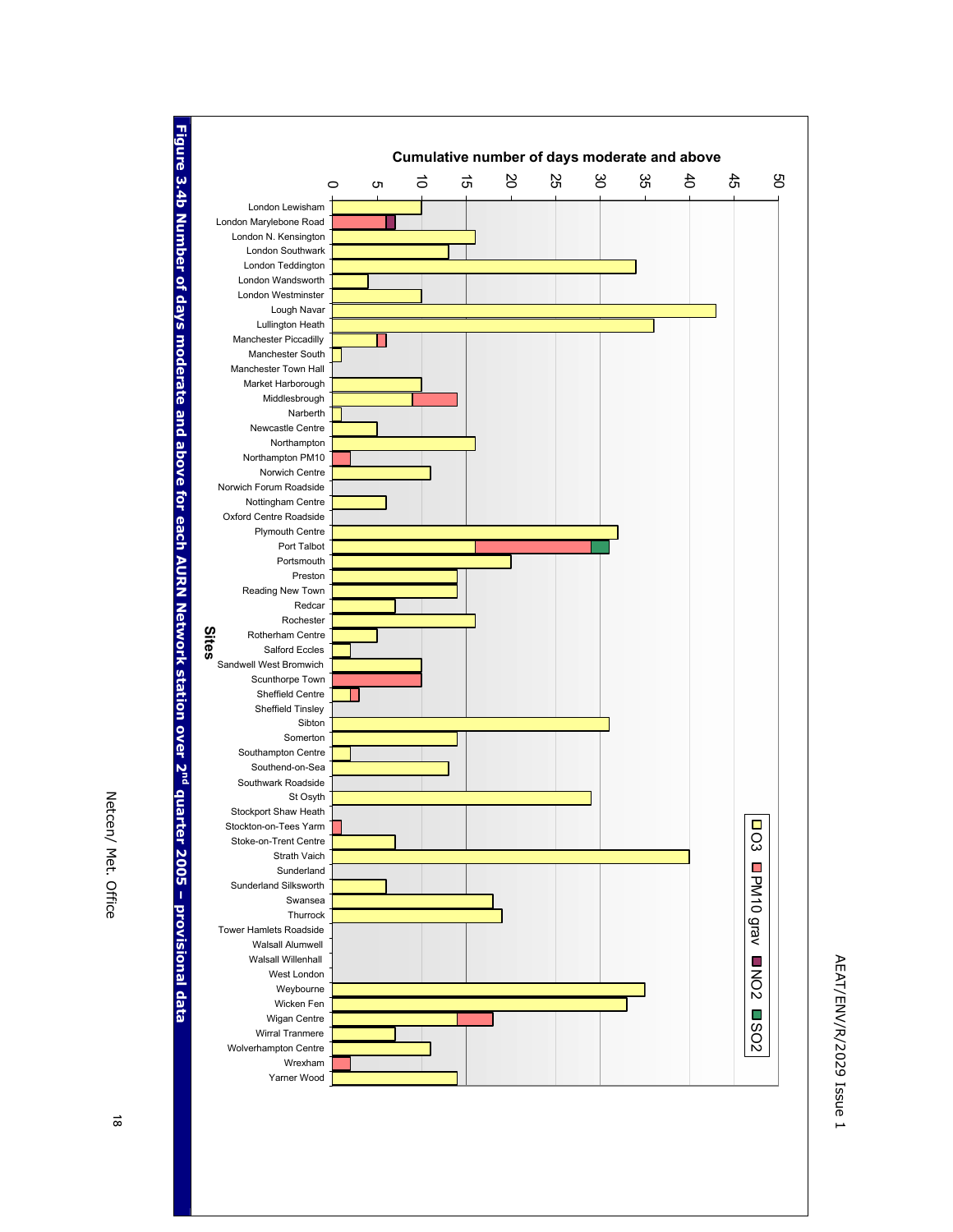**Figure 3.4b Number of days moderate and above for each AURN Network station over 2nd quarter 2005 – provisional data**

Cumulative number of days moderate and above

Legend: O3, PM10 grav, NO2, SO2

| Sites | O3 | PM10 grav | NO2 | SO2 |
|---|---|---|---|---|
| London Lewisham | 10 | | | |
| London Marylebone Road | | 6 | 1 | |
| London N. Kensington | 16 | | | |
| London Southwark | 13 | | | |
| London Teddington | 34 | | | |
| London Wandsworth | 4 | | | |
| London Westminster | 10 | | | |
| Lough Navar | 43 | | | |
| Lullington Heath | 36 | | | |
| Manchester Piccadilly | 5 | 1 | | |
| Manchester South | 1 | | | |
| Manchester Town Hall | | | | |
| Market Harborough | 10 | | | |
| Middlesbrough | 9 | 5 | | |
| Narberth | 1 | | | |
| Newcastle Centre | 5 | | | |
| Northampton | 16 | | | |
| Northampton PM10 | | 2 | | |
| Norwich Centre | 11 | | | |
| Norwich Forum Roadside | | | | |
| Nottingham Centre | 6 | | | |
| Oxford Centre Roadside | | | | |
| Plymouth Centre | 32 | | | |
| Port Talbot | 16 | 13 | | 2 |
| Portsmouth | 20 | | | |
| Preston | 14 | | | |
| Reading New Town | 14 | | | |
| Redcar | 7 | | | |
| Rochester | 16 | | | |
| Rotherham Centre | 5 | | | |
| Salford Eccles | 2 | | | |
| Sandwell West Bromwich | 10 | | | |
| Scunthorpe Town | | 10 | | |
| Sheffield Centre | 2 | 1 | | |
| Sheffield Tinsley | | | | |
| Sibton | 31 | | | |
| Somerton | 14 | | | |
| Southampton Centre | 2 | | | |
| Southend-on-Sea | 13 | | | |
| Southwark Roadside | | | | |
| St Osyth | 29 | | | |
| Stockport Shaw Heath | | | | |
| Stockton-on-Tees Yarm | | 1 | | |
| Stoke-on-Trent Centre | 7 | | | |
| Strath Vaich | 40 | | | |
| Sunderland | | | | |
| Sunderland Silksworth | 6 | | | |
| Swansea | 18 | | | |
| Thurrock | 19 | | | |
| Tower Hamlets Roadside | | | | |
| Walsall Alumwell | | | | |
| Walsall Willenhall | | | | |
| West London | | | | |
| Weybourne | 35 | | | |
| Wicken Fen | 33 | | | |
| Wigan Centre | 14 | 4 | | |
| Wirral Tranmere | 7 | | | |
| Wolverhampton Centre | 11 | | | |
| Wrexham | | 2 | | |
| Yarner Wood | 14 | | | |

Netcen/ Met. Office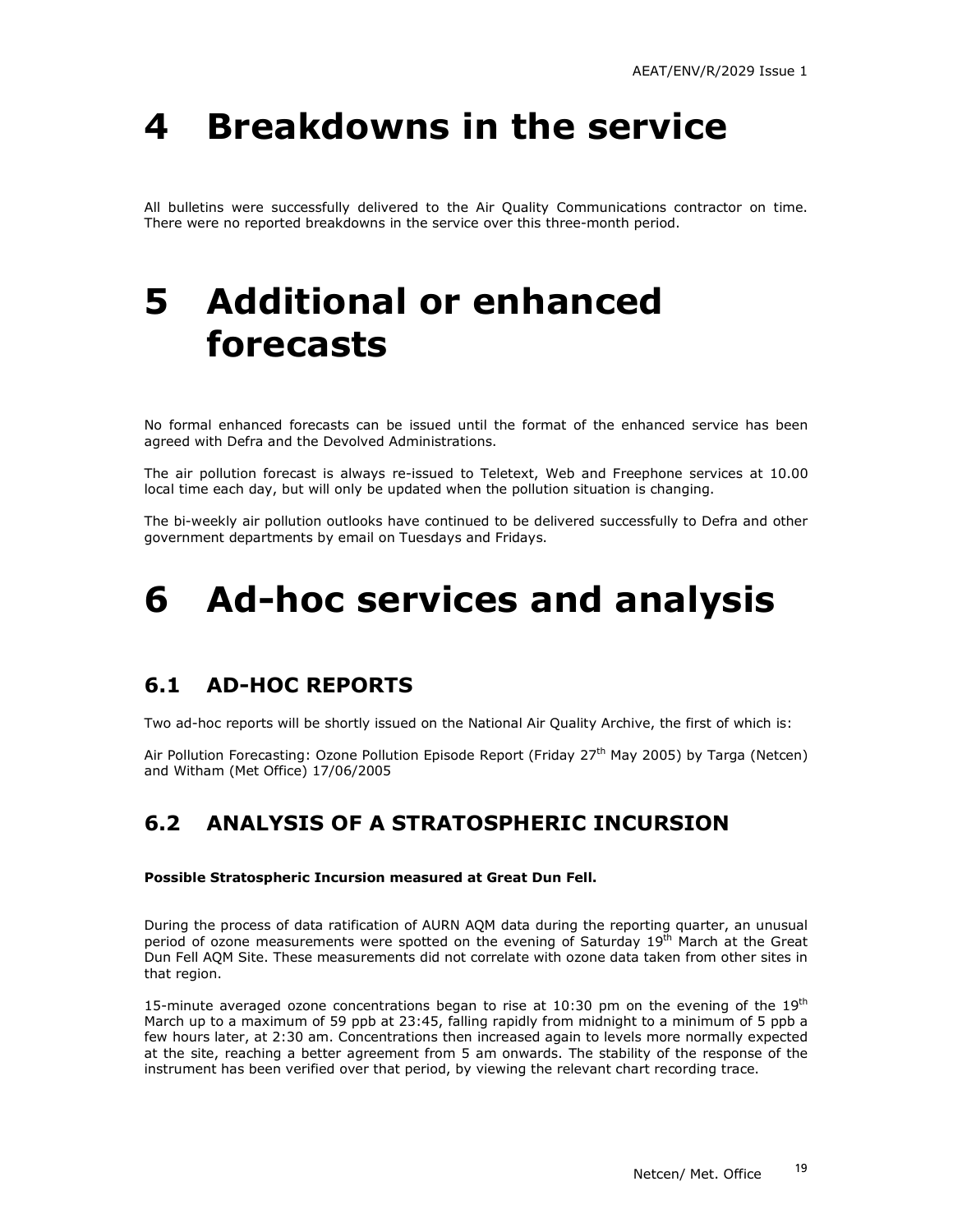# 4 Breakdowns in the service

All bulletins were successfully delivered to the Air Quality Communications contractor on time. There were no reported breakdowns in the service over this three-month period.

# 5 Additional or enhanced forecasts

No formal enhanced forecasts can be issued until the format of the enhanced service has been agreed with Defra and the Devolved Administrations.

The air pollution forecast is always re-issued to Teletext, Web and Freephone services at 10.00 local time each day, but will only be updated when the pollution situation is changing.

The bi-weekly air pollution outlooks have continued to be delivered successfully to Defra and other government departments by email on Tuesdays and Fridays.

# 6 Ad-hoc services and analysis

## 6.1 AD-HOC REPORTS

Two ad-hoc reports will be shortly issued on the National Air Quality Archive, the first of which is:

Air Pollution Forecasting: Ozone Pollution Episode Report (Friday 27th May 2005) by Targa (Netcen) and Witham (Met Office) 17/06/2005

## 6.2 ANALYSIS OF A STRATOSPHERIC INCURSION

**Possible Stratospheric Incursion measured at Great Dun Fell.**

During the process of data ratification of AURN AQM data during the reporting quarter, an unusual period of ozone measurements were spotted on the evening of Saturday 19th March at the Great Dun Fell AQM Site. These measurements did not correlate with ozone data taken from other sites in that region.

15-minute averaged ozone concentrations began to rise at 10:30 pm on the evening of the 19th March up to a maximum of 59 ppb at 23:45, falling rapidly from midnight to a minimum of 5 ppb a few hours later, at 2:30 am. Concentrations then increased again to levels more normally expected at the site, reaching a better agreement from 5 am onwards. The stability of the response of the instrument has been verified over that period, by viewing the relevant chart recording trace.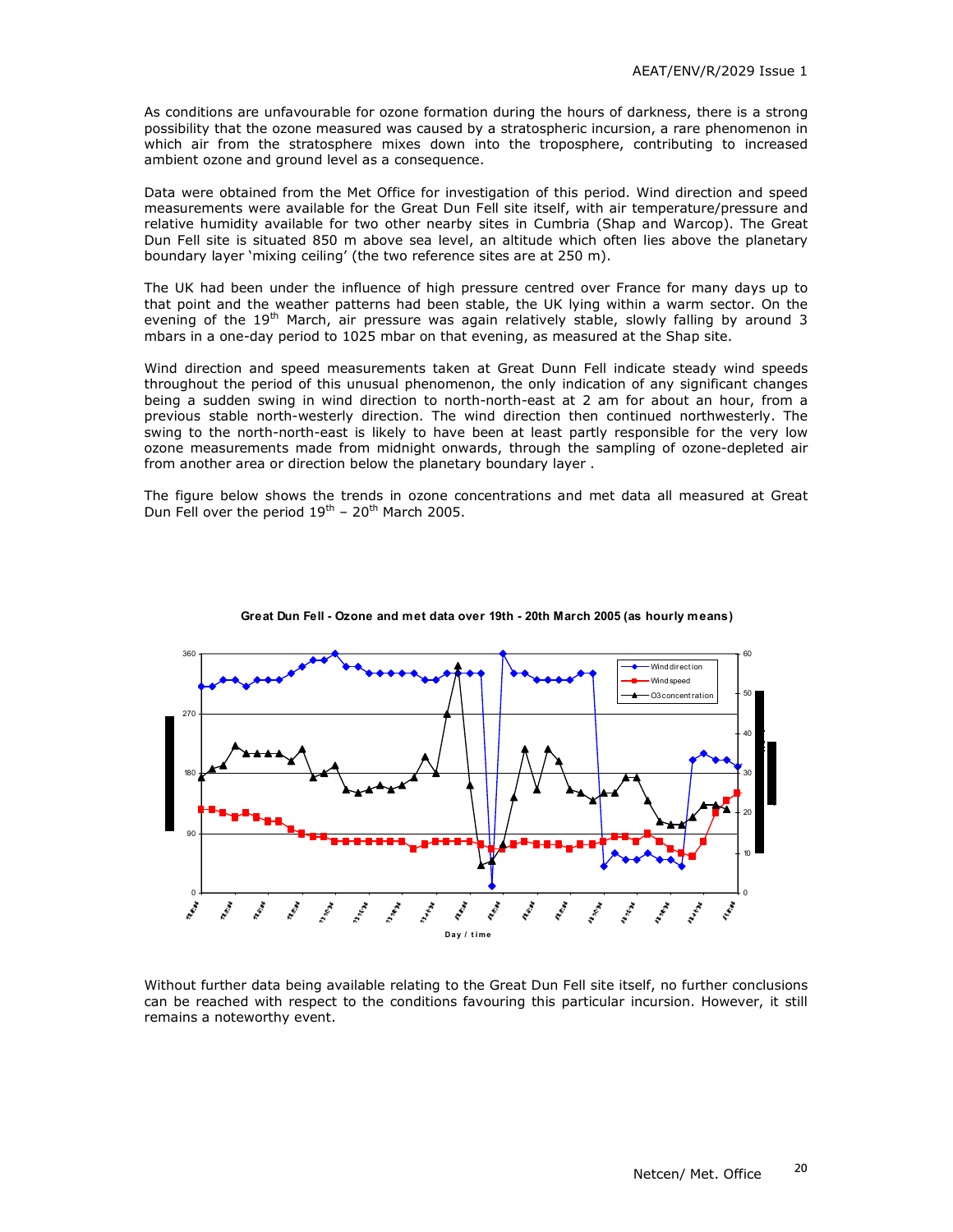As conditions are unfavourable for ozone formation during the hours of darkness, there is a strong possibility that the ozone measured was caused by a stratospheric incursion, a rare phenomenon in which air from the stratosphere mixes down into the troposphere, contributing to increased ambient ozone and ground level as a consequence.

Data were obtained from the Met Office for investigation of this period. Wind direction and speed measurements were available for the Great Dun Fell site itself, with air temperature/pressure and relative humidity available for two other nearby sites in Cumbria (Shap and Warcop). The Great Dun Fell site is situated 850 m above sea level, an altitude which often lies above the planetary boundary layer 'mixing ceiling' (the two reference sites are at 250 m).

The UK had been under the influence of high pressure centred over France for many days up to that point and the weather patterns had been stable, the UK lying within a warm sector. On the evening of the 19th March, air pressure was again relatively stable, slowly falling by around 3 mbars in a one-day period to 1025 mbar on that evening, as measured at the Shap site.

Wind direction and speed measurements taken at Great Dunn Fell indicate steady wind speeds throughout the period of this unusual phenomenon, the only indication of any significant changes being a sudden swing in wind direction to north-north-east at 2 am for about an hour, from a previous stable north-westerly direction. The wind direction then continued northwesterly. The swing to the north-north-east is likely to have been at least partly responsible for the very low ozone measurements made from midnight onwards, through the sampling of ozone-depleted air from another area or direction below the planetary boundary layer .

The figure below shows the trends in ozone concentrations and met data all measured at Great Dun Fell over the period 19th – 20th March 2005.

**Great Dun Fell - Ozone and met data over 19th - 20th March 2005 (as hourly means)**

Without further data being available relating to the Great Dun Fell site itself, no further conclusions can be reached with respect to the conditions favouring this particular incursion. However, it still remains a noteworthy event.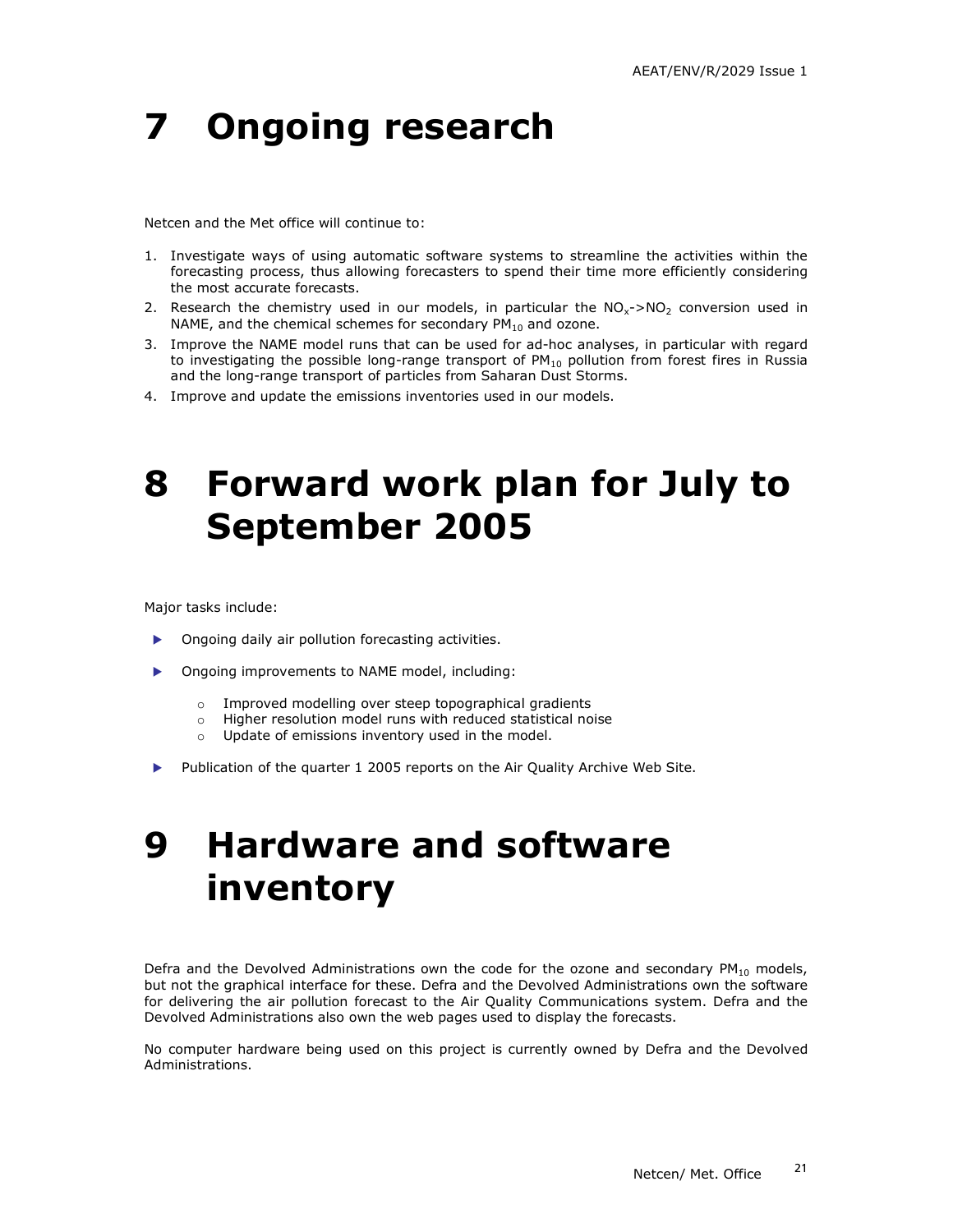# 7 Ongoing research

Netcen and the Met office will continue to:

1. Investigate ways of using automatic software systems to streamline the activities within the forecasting process, thus allowing forecasters to spend their time more efficiently considering the most accurate forecasts.
2. Research the chemistry used in our models, in particular the $NO_x$->$NO_2$ conversion used in NAME, and the chemical schemes for secondary $PM_{10}$ and ozone.
3. Improve the NAME model runs that can be used for ad-hoc analyses, in particular with regard to investigating the possible long-range transport of $PM_{10}$ pollution from forest fires in Russia and the long-range transport of particles from Saharan Dust Storms.
4. Improve and update the emissions inventories used in our models.

# 8 Forward work plan for July to September 2005

Major tasks include:

- Ongoing daily air pollution forecasting activities.
- Ongoing improvements to NAME model, including:
  - Improved modelling over steep topographical gradients
  - Higher resolution model runs with reduced statistical noise
  - Update of emissions inventory used in the model.
- Publication of the quarter 1 2005 reports on the Air Quality Archive Web Site.

# 9 Hardware and software inventory

Defra and the Devolved Administrations own the code for the ozone and secondary $PM_{10}$ models, but not the graphical interface for these. Defra and the Devolved Administrations own the software for delivering the air pollution forecast to the Air Quality Communications system. Defra and the Devolved Administrations also own the web pages used to display the forecasts.

No computer hardware being used on this project is currently owned by Defra and the Devolved Administrations.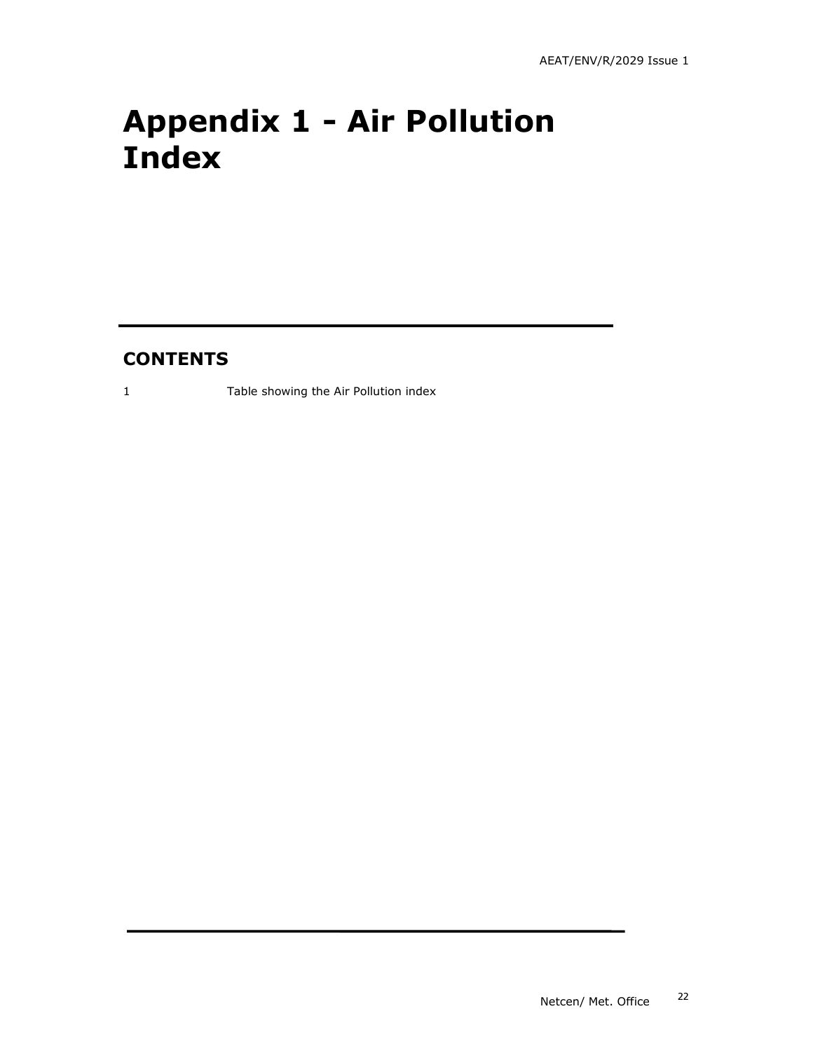# Appendix 1 - Air Pollution Index

## CONTENTS

1 Table showing the Air Pollution index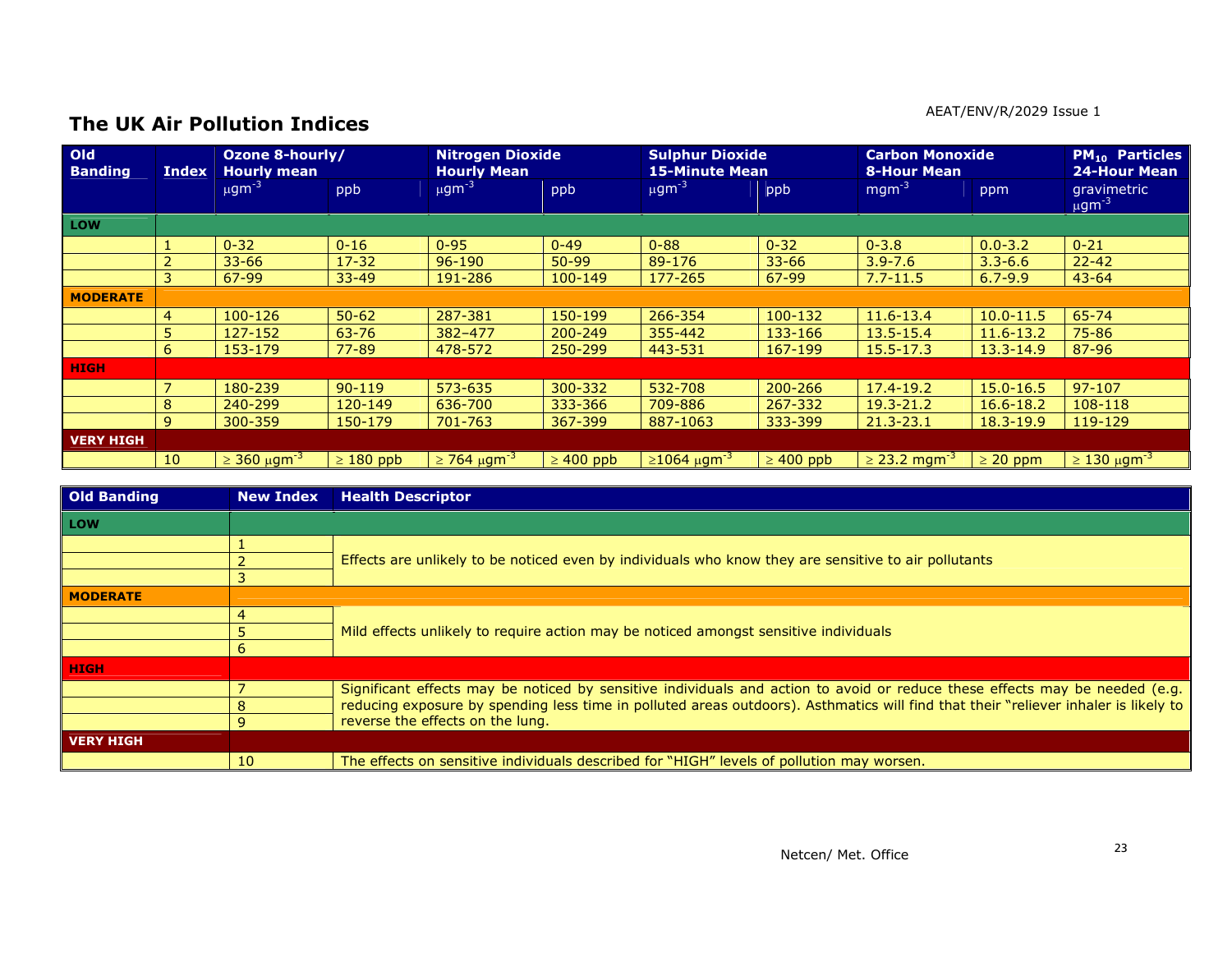## The UK Air Pollution Indices

| Old Banding | Index | Ozone 8-hourly/ Hourly mean | | Nitrogen Dioxide Hourly Mean | | Sulphur Dioxide 15-Minute Mean | | Carbon Monoxide 8-Hour Mean | | $PM_{10}$ Particles 24-Hour Mean |
|---|---|---|---|---|---|---|---|---|---|---|
| | | $\mu gm^{-3}$ | ppb | $\mu gm^{-3}$ | ppb | $\mu gm^{-3}$ | ppb | $mgm^{-3}$ | ppm | gravimetric $\mu gm^{-3}$ |
| **LOW** | | | | | | | | | | |
| | 1 | 0-32 | 0-16 | 0-95 | 0-49 | 0-88 | 0-32 | 0-3.8 | 0.0-3.2 | 0-21 |
| | 2 | 33-66 | 17-32 | 96-190 | 50-99 | 89-176 | 33-66 | 3.9-7.6 | 3.3-6.6 | 22-42 |
| | 3 | 67-99 | 33-49 | 191-286 | 100-149 | 177-265 | 67-99 | 7.7-11.5 | 6.7-9.9 | 43-64 |
| **MODERATE** | | | | | | | | | | |
| | 4 | 100-126 | 50-62 | 287-381 | 150-199 | 266-354 | 100-132 | 11.6-13.4 | 10.0-11.5 | 65-74 |
| | 5 | 127-152 | 63-76 | 382–477 | 200-249 | 355-442 | 133-166 | 13.5-15.4 | 11.6-13.2 | 75-86 |
| | 6 | 153-179 | 77-89 | 478-572 | 250-299 | 443-531 | 167-199 | 15.5-17.3 | 13.3-14.9 | 87-96 |
| **HIGH** | | | | | | | | | | |
| | 7 | 180-239 | 90-119 | 573-635 | 300-332 | 532-708 | 200-266 | 17.4-19.2 | 15.0-16.5 | 97-107 |
| | 8 | 240-299 | 120-149 | 636-700 | 333-366 | 709-886 | 267-332 | 19.3-21.2 | 16.6-18.2 | 108-118 |
| | 9 | 300-359 | 150-179 | 701-763 | 367-399 | 887-1063 | 333-399 | 21.3-23.1 | 18.3-19.9 | 119-129 |
| **VERY HIGH** | | | | | | | | | | |
| | 10 | ≥ 360 $\mu gm^{-3}$ | ≥ 180 ppb | ≥ 764 $\mu gm^{-3}$ | ≥ 400 ppb | ≥1064 $\mu gm^{-3}$ | ≥ 400 ppb | ≥ 23.2 $mgm^{-3}$ | ≥ 20 ppm | ≥ 130 $\mu gm^{-3}$ |

| Old Banding | New Index | Health Descriptor |
|---|---|---|
| **LOW** | | |
| | 1 | Effects are unlikely to be noticed even by individuals who know they are sensitive to air pollutants |
| | 2 | |
| | 3 | |
| **MODERATE** | | |
| | 4 | Mild effects unlikely to require action may be noticed amongst sensitive individuals |
| | 5 | |
| | 6 | |
| **HIGH** | | |
| | 7 | Significant effects may be noticed by sensitive individuals and action to avoid or reduce these effects may be needed (e.g. reducing exposure by spending less time in polluted areas outdoors). Asthmatics will find that their "reliever inhaler is likely to reverse the effects on the lung. |
| | 8 | |
| | 9 | |
| **VERY HIGH** | | |
| | 10 | The effects on sensitive individuals described for "HIGH" levels of pollution may worsen. |

Netcen/ Met. Office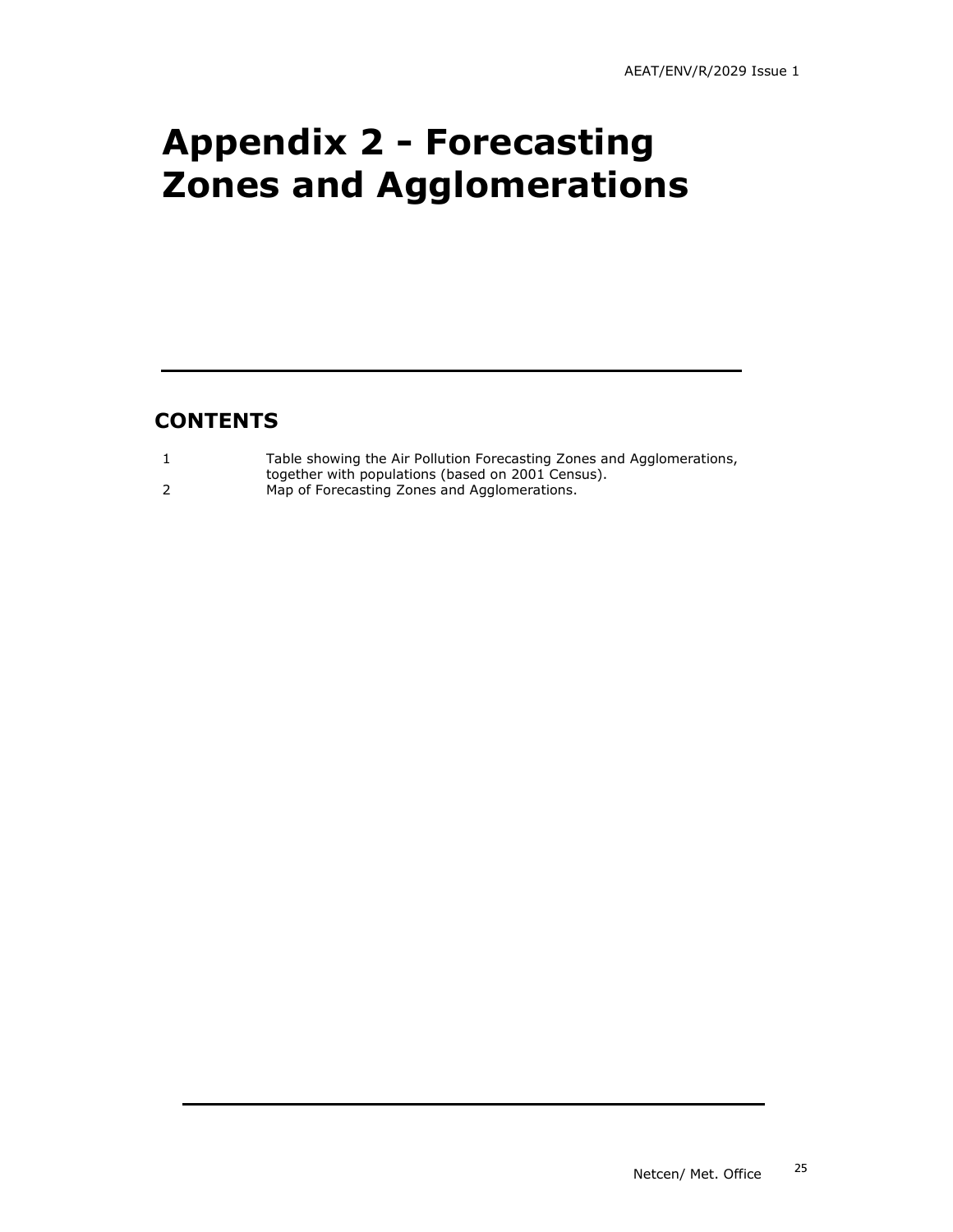# Appendix 2 - Forecasting Zones and Agglomerations

## CONTENTS

| | |
|---|---|
| 1 | Table showing the Air Pollution Forecasting Zones and Agglomerations, together with populations (based on 2001 Census). |
| 2 | Map of Forecasting Zones and Agglomerations. |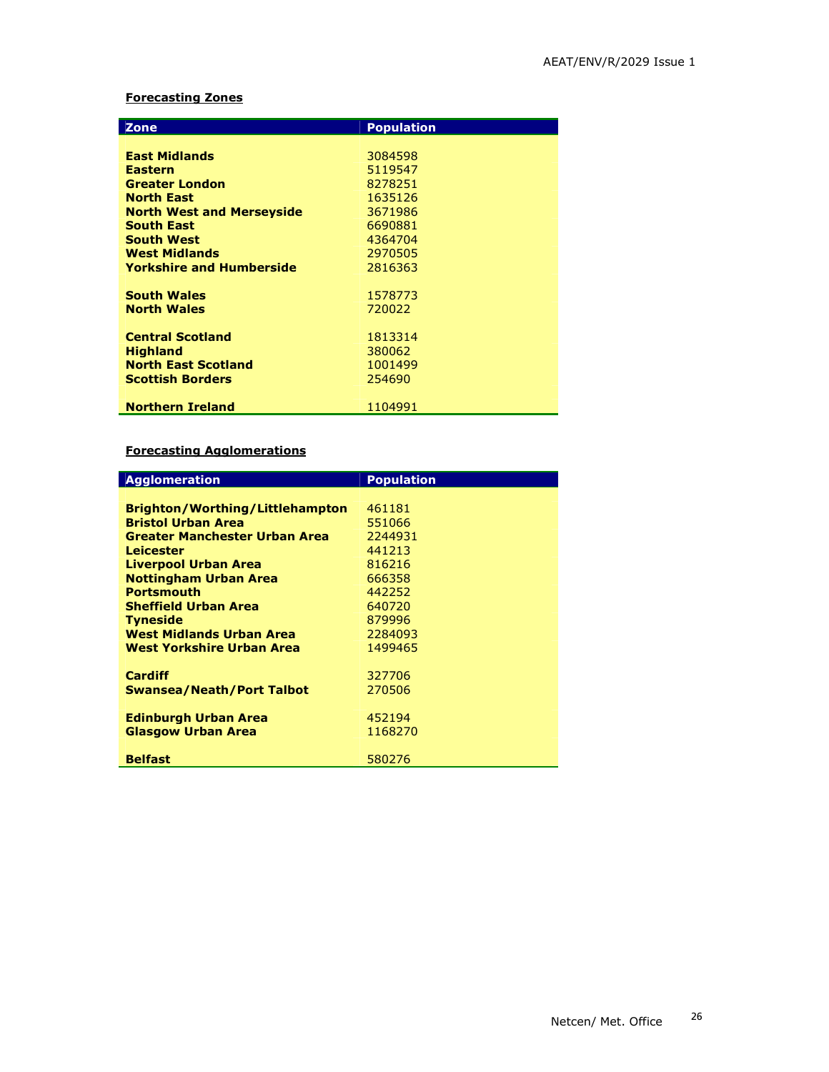**Forecasting Zones**

| Zone | Population |
| --- | --- |
| **East Midlands** | 3084598 |
| **Eastern** | 5119547 |
| **Greater London** | 8278251 |
| **North East** | 1635126 |
| **North West and Merseyside** | 3671986 |
| **South East** | 6690881 |
| **South West** | 4364704 |
| **West Midlands** | 2970505 |
| **Yorkshire and Humberside** | 2816363 |
| **South Wales** | 1578773 |
| **North Wales** | 720022 |
| **Central Scotland** | 1813314 |
| **Highland** | 380062 |
| **North East Scotland** | 1001499 |
| **Scottish Borders** | 254690 |
| **Northern Ireland** | 1104991 |

**Forecasting Agglomerations**

| Agglomeration | Population |
| --- | --- |
| **Brighton/Worthing/Littlehampton** | 461181 |
| **Bristol Urban Area** | 551066 |
| **Greater Manchester Urban Area** | 2244931 |
| **Leicester** | 441213 |
| **Liverpool Urban Area** | 816216 |
| **Nottingham Urban Area** | 666358 |
| **Portsmouth** | 442252 |
| **Sheffield Urban Area** | 640720 |
| **Tyneside** | 879996 |
| **West Midlands Urban Area** | 2284093 |
| **West Yorkshire Urban Area** | 1499465 |
| **Cardiff** | 327706 |
| **Swansea/Neath/Port Talbot** | 270506 |
| **Edinburgh Urban Area** | 452194 |
| **Glasgow Urban Area** | 1168270 |
| **Belfast** | 580276 |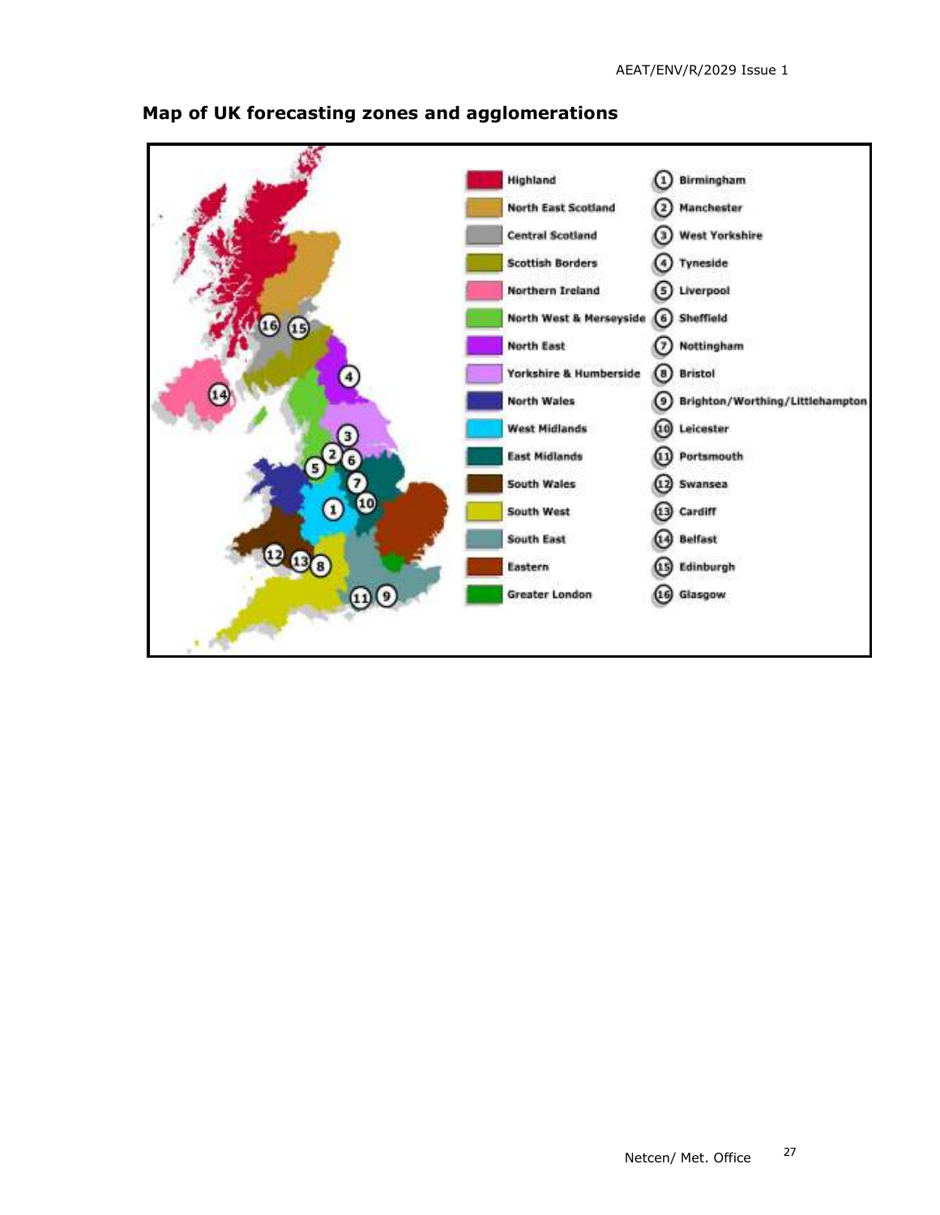## Map of UK forecasting zones and agglomerations

| Zone | Agglomeration |
| --- | --- |
| Highland | 1 Birmingham |
| North East Scotland | 2 Manchester |
| Central Scotland | 3 West Yorkshire |
| Scottish Borders | 4 Tyneside |
| Northern Ireland | 5 Liverpool |
| North West & Merseyside | 6 Sheffield |
| North East | 7 Nottingham |
| Yorkshire & Humberside | 8 Bristol |
| North Wales | 9 Brighton/Worthing/Littlehampton |
| West Midlands | 10 Leicester |
| East Midlands | 11 Portsmouth |
| South Wales | 12 Swansea |
| South West | 13 Cardiff |
| South East | 14 Belfast |
| Eastern | 15 Edinburgh |
| Greater London | 16 Glasgow |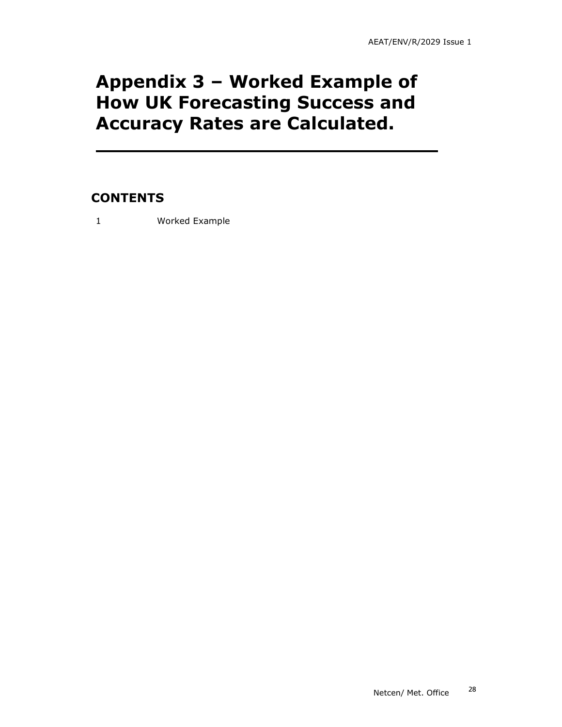# Appendix 3 – Worked Example of How UK Forecasting Success and Accuracy Rates are Calculated.

## CONTENTS

1 Worked Example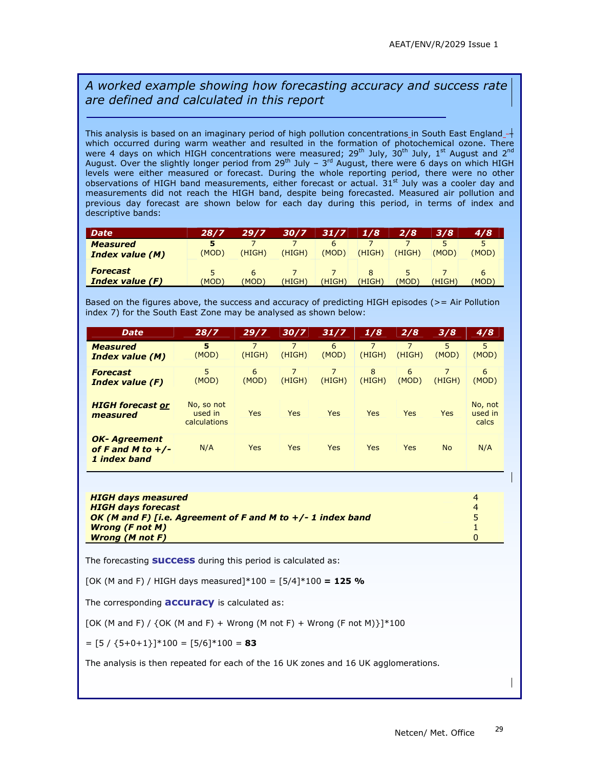## *A worked example showing how forecasting accuracy and success rate are defined and calculated in this report*

This analysis is based on an imaginary period of high pollution concentrations in South East England – which occurred during warm weather and resulted in the formation of photochemical ozone. There were 4 days on which HIGH concentrations were measured; 29th July, 30th July, 1st August and 2nd August. Over the slightly longer period from 29th July – 3rd August, there were 6 days on which HIGH levels were either measured or forecast. During the whole reporting period, there were no other observations of HIGH band measurements, either forecast or actual. 31st July was a cooler day and measurements did not reach the HIGH band, despite being forecasted. Measured air pollution and previous day forecast are shown below for each day during this period, in terms of index and descriptive bands:

| *Date* | *28/7* | *29/7* | *30/7* | *31/7* | *1/8* | *2/8* | *3/8* | *4/8* |
|---|---|---|---|---|---|---|---|---|
| ***Measured Index value (M)*** | **5** (MOD) | 7 (HIGH) | 7 (HIGH) | 6 (MOD) | 7 (HIGH) | 7 (HIGH) | 5 (MOD) | 5 (MOD) |
| ***Forecast Index value (F)*** | 5 (MOD) | 6 (MOD) | 7 (HIGH) | 7 (HIGH) | 8 (HIGH) | 5 (MOD) | 7 (HIGH) | 6 (MOD) |

Based on the figures above, the success and accuracy of predicting HIGH episodes (>= Air Pollution index 7) for the South East Zone may be analysed as shown below:

| *Date* | *28/7* | *29/7* | *30/7* | *31/7* | *1/8* | *2/8* | *3/8* | *4/8* |
|---|---|---|---|---|---|---|---|---|
| ***Measured Index value (M)*** | **5** (MOD) | 7 (HIGH) | 7 (HIGH) | 6 (MOD) | 7 (HIGH) | 7 (HIGH) | 5 (MOD) | 5 (MOD) |
| ***Forecast Index value (F)*** | 5 (MOD) | 6 (MOD) | 7 (HIGH) | 7 (HIGH) | 8 (HIGH) | 6 (MOD) | 7 (HIGH) | 6 (MOD) |
| ***HIGH forecast or measured*** | No, so not used in calculations | Yes | Yes | Yes | Yes | Yes | Yes | No, not used in calcs |
| ***OK- Agreement of F and M to +/- 1 index band*** | N/A | Yes | Yes | Yes | Yes | Yes | No | N/A |

| | |
|---|---|
| ***HIGH days measured*** | 4 |
| ***HIGH days forecast*** | 4 |
| ***OK (M and F) [i.e. Agreement of F and M to +/- 1 index band*** | 5 |
| ***Wrong (F not M)*** | 1 |
| ***Wrong (M not F)*** | 0 |

The forecasting **success** during this period is calculated as:

[OK (M and F) / HIGH days measured]*100 = [5/4]*100 **= 125 %**

The corresponding **accuracy** is calculated as:

[OK (M and F) / {OK (M and F) + Wrong (M not F) + Wrong (F not M)}]*100

= [5 / {5+0+1}]*100 = [5/6]*100 = **83**

The analysis is then repeated for each of the 16 UK zones and 16 UK agglomerations.